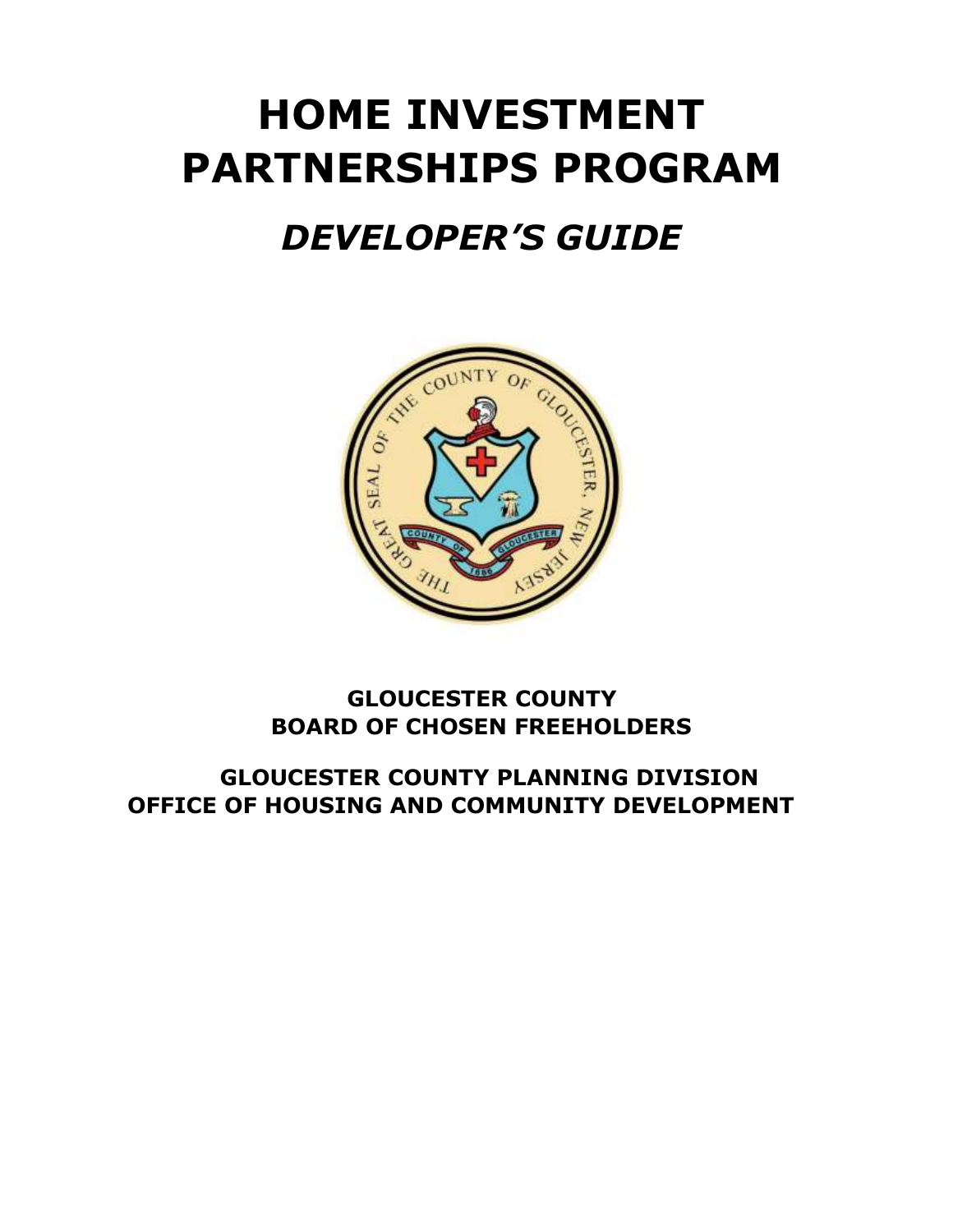# HOME INVESTMENT PARTNERSHIPS PROGRAM

## *DEVELOPER'S GUIDE*

**GLOUCESTER COUNTY**
**BOARD OF CHOSEN FREEHOLDERS**

**GLOUCESTER COUNTY PLANNING DIVISION**
**OFFICE OF HOUSING AND COMMUNITY DEVELOPMENT**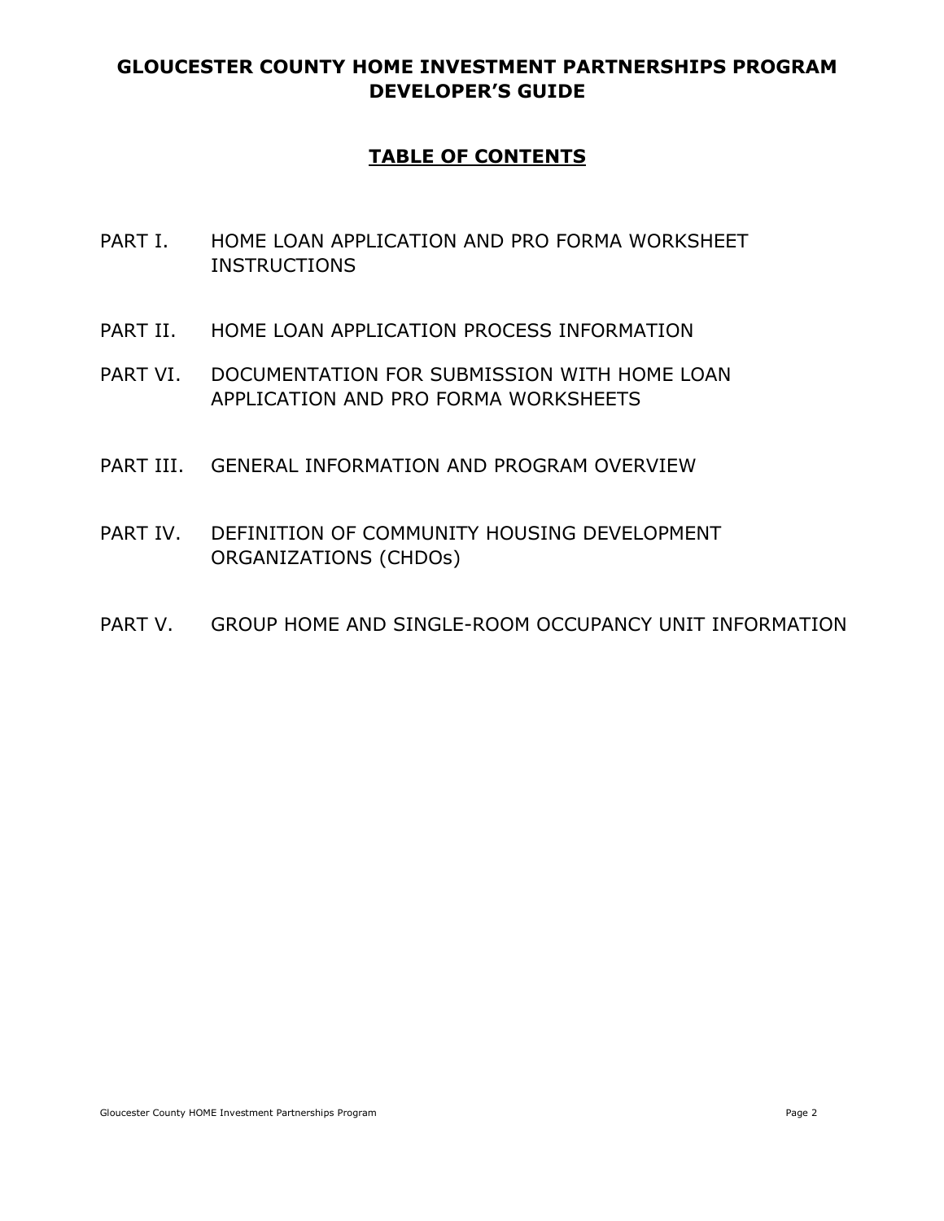# GLOUCESTER COUNTY HOME INVESTMENT PARTNERSHIPS PROGRAM DEVELOPER'S GUIDE

## TABLE OF CONTENTS

PART I. HOME LOAN APPLICATION AND PRO FORMA WORKSHEET INSTRUCTIONS

PART II. HOME LOAN APPLICATION PROCESS INFORMATION

PART VI. DOCUMENTATION FOR SUBMISSION WITH HOME LOAN APPLICATION AND PRO FORMA WORKSHEETS

PART III. GENERAL INFORMATION AND PROGRAM OVERVIEW

PART IV. DEFINITION OF COMMUNITY HOUSING DEVELOPMENT ORGANIZATIONS (CHDOs)

PART V. GROUP HOME AND SINGLE-ROOM OCCUPANCY UNIT INFORMATION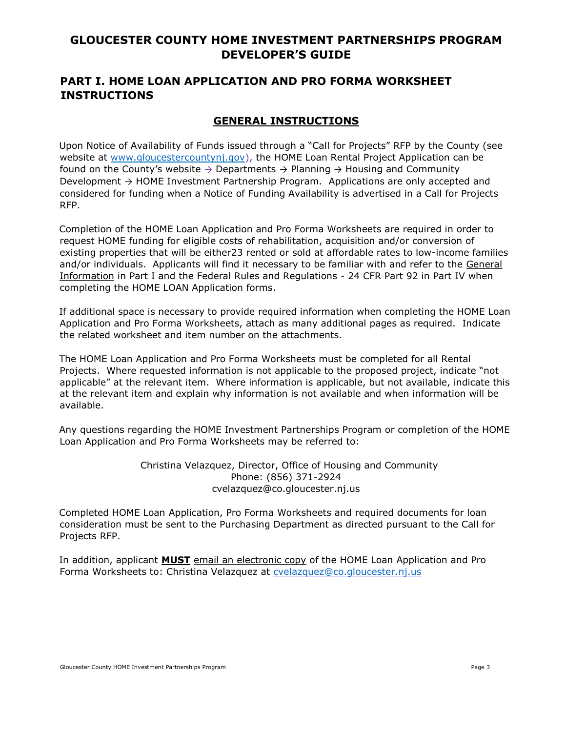# GLOUCESTER COUNTY HOME INVESTMENT PARTNERSHIPS PROGRAM DEVELOPER'S GUIDE

## PART I. HOME LOAN APPLICATION AND PRO FORMA WORKSHEET INSTRUCTIONS

### GENERAL INSTRUCTIONS

Upon Notice of Availability of Funds issued through a "Call for Projects" RFP by the County (see website at www.gloucestercountynj.gov), the HOME Loan Rental Project Application can be found on the County's website → Departments → Planning → Housing and Community Development → HOME Investment Partnership Program. Applications are only accepted and considered for funding when a Notice of Funding Availability is advertised in a Call for Projects RFP.

Completion of the HOME Loan Application and Pro Forma Worksheets are required in order to request HOME funding for eligible costs of rehabilitation, acquisition and/or conversion of existing properties that will be either23 rented or sold at affordable rates to low-income families and/or individuals. Applicants will find it necessary to be familiar with and refer to the General Information in Part I and the Federal Rules and Regulations - 24 CFR Part 92 in Part IV when completing the HOME LOAN Application forms.

If additional space is necessary to provide required information when completing the HOME Loan Application and Pro Forma Worksheets, attach as many additional pages as required. Indicate the related worksheet and item number on the attachments.

The HOME Loan Application and Pro Forma Worksheets must be completed for all Rental Projects. Where requested information is not applicable to the proposed project, indicate "not applicable" at the relevant item. Where information is applicable, but not available, indicate this at the relevant item and explain why information is not available and when information will be available.

Any questions regarding the HOME Investment Partnerships Program or completion of the HOME Loan Application and Pro Forma Worksheets may be referred to:

Christina Velazquez, Director, Office of Housing and Community
Phone: (856) 371-2924
cvelazquez@co.gloucester.nj.us

Completed HOME Loan Application, Pro Forma Worksheets and required documents for loan consideration must be sent to the Purchasing Department as directed pursuant to the Call for Projects RFP.

In addition, applicant **MUST** email an electronic copy of the HOME Loan Application and Pro Forma Worksheets to: Christina Velazquez at cvelazquez@co.gloucester.nj.us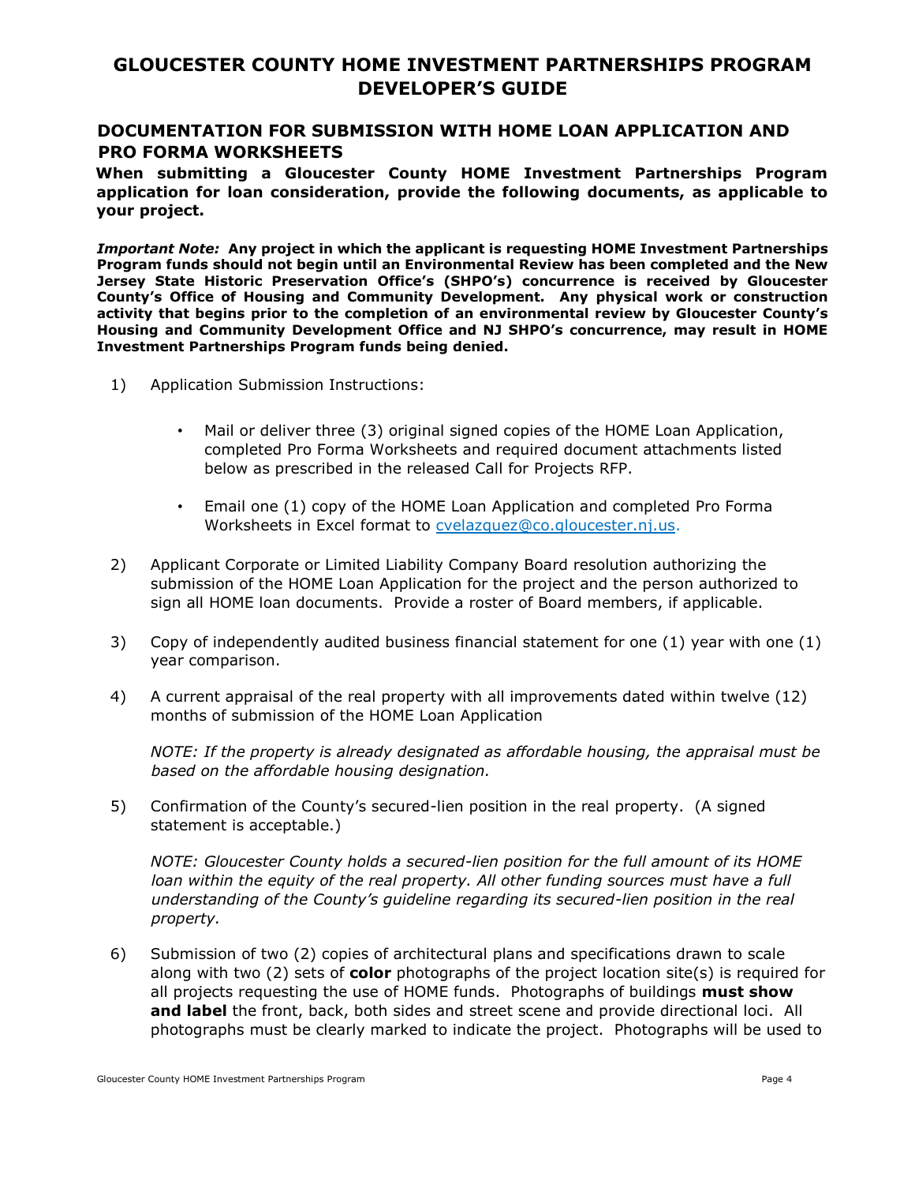# GLOUCESTER COUNTY HOME INVESTMENT PARTNERSHIPS PROGRAM DEVELOPER'S GUIDE

## DOCUMENTATION FOR SUBMISSION WITH HOME LOAN APPLICATION AND PRO FORMA WORKSHEETS

**When submitting a Gloucester County HOME Investment Partnerships Program application for loan consideration, provide the following documents, as applicable to your project.**

***Important Note:*** **Any project in which the applicant is requesting HOME Investment Partnerships Program funds should not begin until an Environmental Review has been completed and the New Jersey State Historic Preservation Office's (SHPO's) concurrence is received by Gloucester County's Office of Housing and Community Development. Any physical work or construction activity that begins prior to the completion of an environmental review by Gloucester County's Housing and Community Development Office and NJ SHPO's concurrence, may result in HOME Investment Partnerships Program funds being denied.**

1) Application Submission Instructions:

   - Mail or deliver three (3) original signed copies of the HOME Loan Application, completed Pro Forma Worksheets and required document attachments listed below as prescribed in the released Call for Projects RFP.
   - Email one (1) copy of the HOME Loan Application and completed Pro Forma Worksheets in Excel format to cvelazquez@co.gloucester.nj.us.

2) Applicant Corporate or Limited Liability Company Board resolution authorizing the submission of the HOME Loan Application for the project and the person authorized to sign all HOME loan documents. Provide a roster of Board members, if applicable.

3) Copy of independently audited business financial statement for one (1) year with one (1) year comparison.

4) A current appraisal of the real property with all improvements dated within twelve (12) months of submission of the HOME Loan Application

   *NOTE: If the property is already designated as affordable housing, the appraisal must be based on the affordable housing designation.*

5) Confirmation of the County's secured-lien position in the real property. (A signed statement is acceptable.)

   *NOTE: Gloucester County holds a secured-lien position for the full amount of its HOME loan within the equity of the real property. All other funding sources must have a full understanding of the County's guideline regarding its secured-lien position in the real property.*

6) Submission of two (2) copies of architectural plans and specifications drawn to scale along with two (2) sets of **color** photographs of the project location site(s) is required for all projects requesting the use of HOME funds. Photographs of buildings **must show and label** the front, back, both sides and street scene and provide directional loci. All photographs must be clearly marked to indicate the project. Photographs will be used to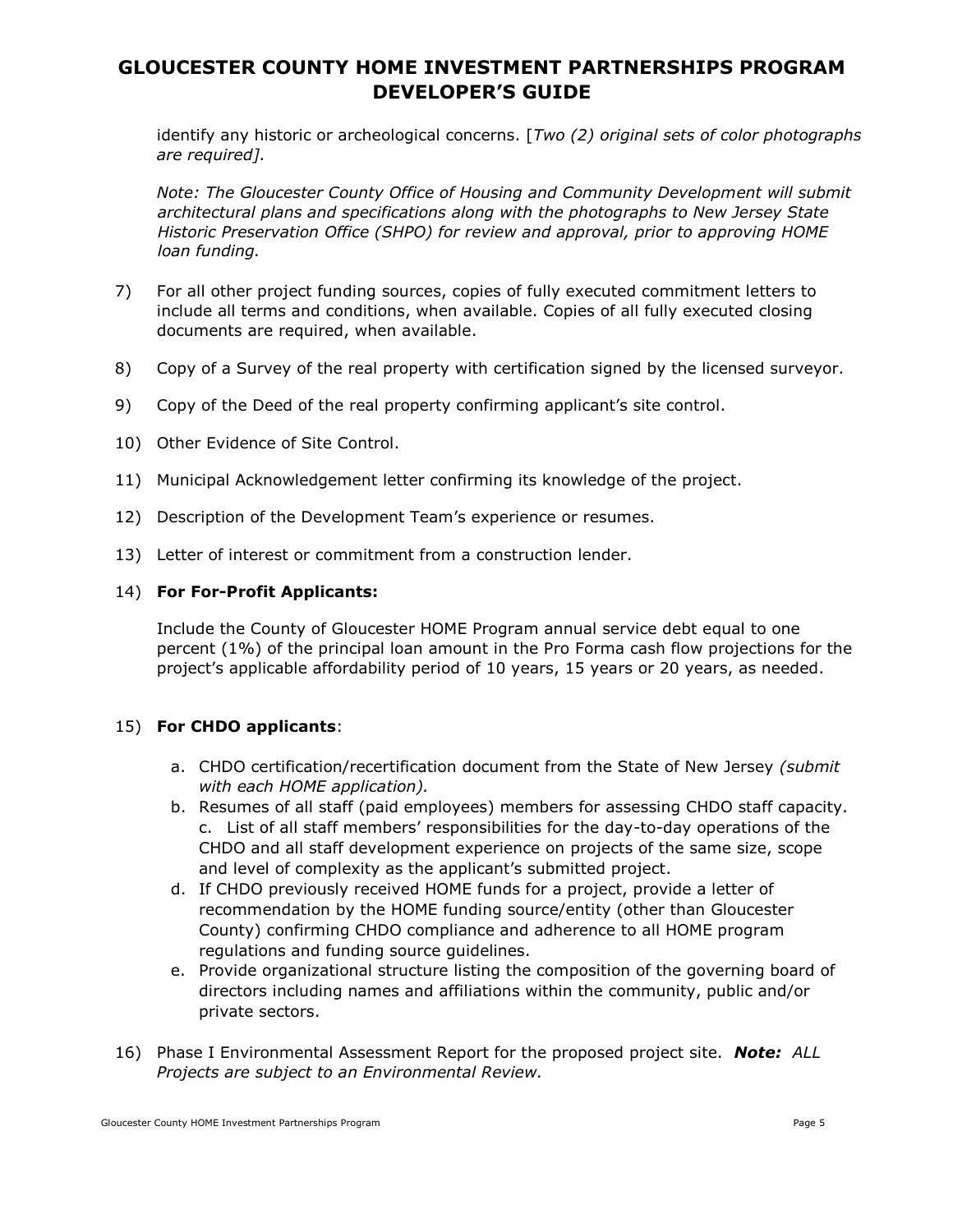identify any historic or archeological concerns. [*Two (2) original sets of color photographs are required].*

*Note: The Gloucester County Office of Housing and Community Development will submit architectural plans and specifications along with the photographs to New Jersey State Historic Preservation Office (SHPO) for review and approval, prior to approving HOME loan funding.*

7) For all other project funding sources, copies of fully executed commitment letters to include all terms and conditions, when available. Copies of all fully executed closing documents are required, when available.

8) Copy of a Survey of the real property with certification signed by the licensed surveyor.

9) Copy of the Deed of the real property confirming applicant's site control.

10) Other Evidence of Site Control.

11) Municipal Acknowledgement letter confirming its knowledge of the project.

12) Description of the Development Team's experience or resumes.

13) Letter of interest or commitment from a construction lender.

14) **For For-Profit Applicants:**

    Include the County of Gloucester HOME Program annual service debt equal to one percent (1%) of the principal loan amount in the Pro Forma cash flow projections for the project's applicable affordability period of 10 years, 15 years or 20 years, as needed.

15) **For CHDO applicants**:

    a. CHDO certification/recertification document from the State of New Jersey *(submit with each HOME application).*
    b. Resumes of all staff (paid employees) members for assessing CHDO staff capacity.
    c. List of all staff members' responsibilities for the day-to-day operations of the CHDO and all staff development experience on projects of the same size, scope and level of complexity as the applicant's submitted project.
    d. If CHDO previously received HOME funds for a project, provide a letter of recommendation by the HOME funding source/entity (other than Gloucester County) confirming CHDO compliance and adherence to all HOME program regulations and funding source guidelines.
    e. Provide organizational structure listing the composition of the governing board of directors including names and affiliations within the community, public and/or private sectors.

16) Phase I Environmental Assessment Report for the proposed project site. ***Note:*** *ALL Projects are subject to an Environmental Review.*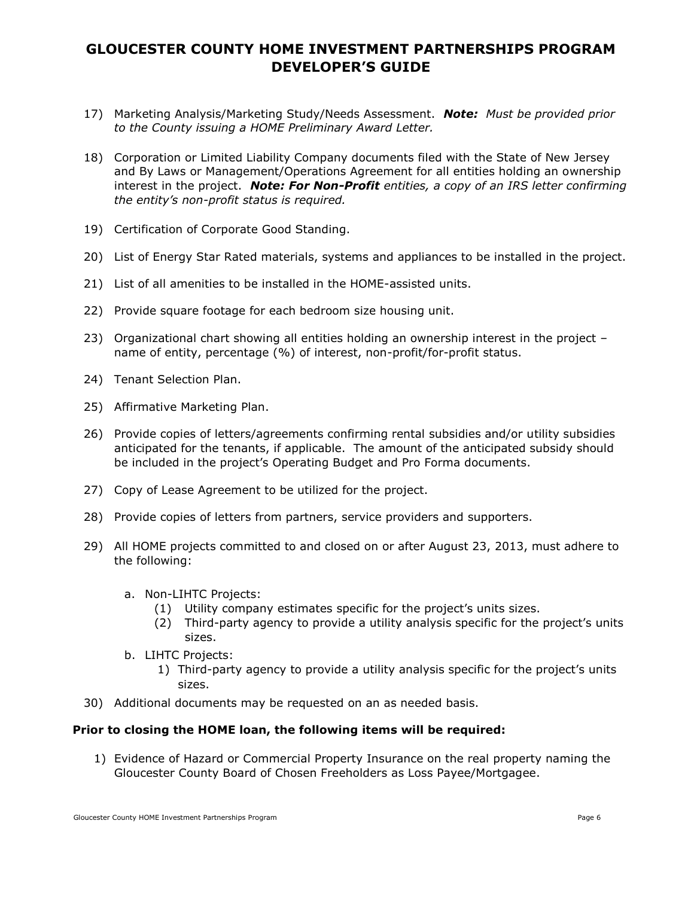17) Marketing Analysis/Marketing Study/Needs Assessment. ***Note:*** *Must be provided prior to the County issuing a HOME Preliminary Award Letter.*

18) Corporation or Limited Liability Company documents filed with the State of New Jersey and By Laws or Management/Operations Agreement for all entities holding an ownership interest in the project. ***Note: For Non-Profit*** *entities, a copy of an IRS letter confirming the entity's non-profit status is required.*

19) Certification of Corporate Good Standing.

20) List of Energy Star Rated materials, systems and appliances to be installed in the project.

21) List of all amenities to be installed in the HOME-assisted units.

22) Provide square footage for each bedroom size housing unit.

23) Organizational chart showing all entities holding an ownership interest in the project – name of entity, percentage (%) of interest, non-profit/for-profit status.

24) Tenant Selection Plan.

25) Affirmative Marketing Plan.

26) Provide copies of letters/agreements confirming rental subsidies and/or utility subsidies anticipated for the tenants, if applicable. The amount of the anticipated subsidy should be included in the project's Operating Budget and Pro Forma documents.

27) Copy of Lease Agreement to be utilized for the project.

28) Provide copies of letters from partners, service providers and supporters.

29) All HOME projects committed to and closed on or after August 23, 2013, must adhere to the following:

    a. Non-LIHTC Projects:
        (1) Utility company estimates specific for the project's units sizes.
        (2) Third-party agency to provide a utility analysis specific for the project's units sizes.

    b. LIHTC Projects:
        1) Third-party agency to provide a utility analysis specific for the project's units sizes.

30) Additional documents may be requested on an as needed basis.

**Prior to closing the HOME loan, the following items will be required:**

1) Evidence of Hazard or Commercial Property Insurance on the real property naming the Gloucester County Board of Chosen Freeholders as Loss Payee/Mortgagee.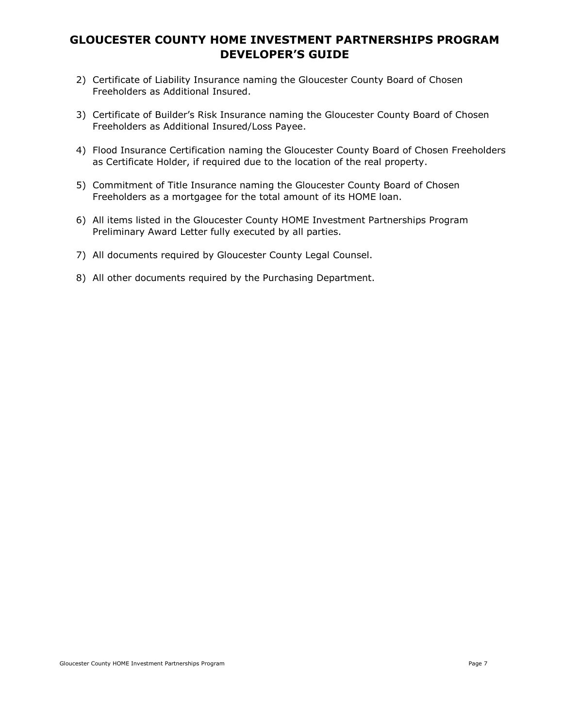2) Certificate of Liability Insurance naming the Gloucester County Board of Chosen Freeholders as Additional Insured.

3) Certificate of Builder's Risk Insurance naming the Gloucester County Board of Chosen Freeholders as Additional Insured/Loss Payee.

4) Flood Insurance Certification naming the Gloucester County Board of Chosen Freeholders as Certificate Holder, if required due to the location of the real property.

5) Commitment of Title Insurance naming the Gloucester County Board of Chosen Freeholders as a mortgagee for the total amount of its HOME loan.

6) All items listed in the Gloucester County HOME Investment Partnerships Program Preliminary Award Letter fully executed by all parties.

7) All documents required by Gloucester County Legal Counsel.

8) All other documents required by the Purchasing Department.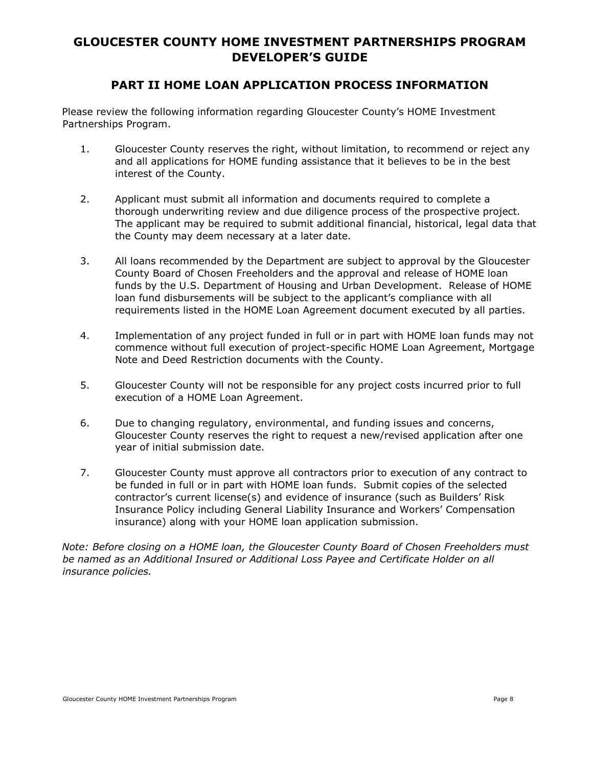# GLOUCESTER COUNTY HOME INVESTMENT PARTNERSHIPS PROGRAM DEVELOPER'S GUIDE

## PART II HOME LOAN APPLICATION PROCESS INFORMATION

Please review the following information regarding Gloucester County's HOME Investment Partnerships Program.

1. Gloucester County reserves the right, without limitation, to recommend or reject any and all applications for HOME funding assistance that it believes to be in the best interest of the County.

2. Applicant must submit all information and documents required to complete a thorough underwriting review and due diligence process of the prospective project. The applicant may be required to submit additional financial, historical, legal data that the County may deem necessary at a later date.

3. All loans recommended by the Department are subject to approval by the Gloucester County Board of Chosen Freeholders and the approval and release of HOME loan funds by the U.S. Department of Housing and Urban Development. Release of HOME loan fund disbursements will be subject to the applicant's compliance with all requirements listed in the HOME Loan Agreement document executed by all parties.

4. Implementation of any project funded in full or in part with HOME loan funds may not commence without full execution of project-specific HOME Loan Agreement, Mortgage Note and Deed Restriction documents with the County.

5. Gloucester County will not be responsible for any project costs incurred prior to full execution of a HOME Loan Agreement.

6. Due to changing regulatory, environmental, and funding issues and concerns, Gloucester County reserves the right to request a new/revised application after one year of initial submission date.

7. Gloucester County must approve all contractors prior to execution of any contract to be funded in full or in part with HOME loan funds. Submit copies of the selected contractor's current license(s) and evidence of insurance (such as Builders' Risk Insurance Policy including General Liability Insurance and Workers' Compensation insurance) along with your HOME loan application submission.

*Note: Before closing on a HOME loan, the Gloucester County Board of Chosen Freeholders must be named as an Additional Insured or Additional Loss Payee and Certificate Holder on all insurance policies.*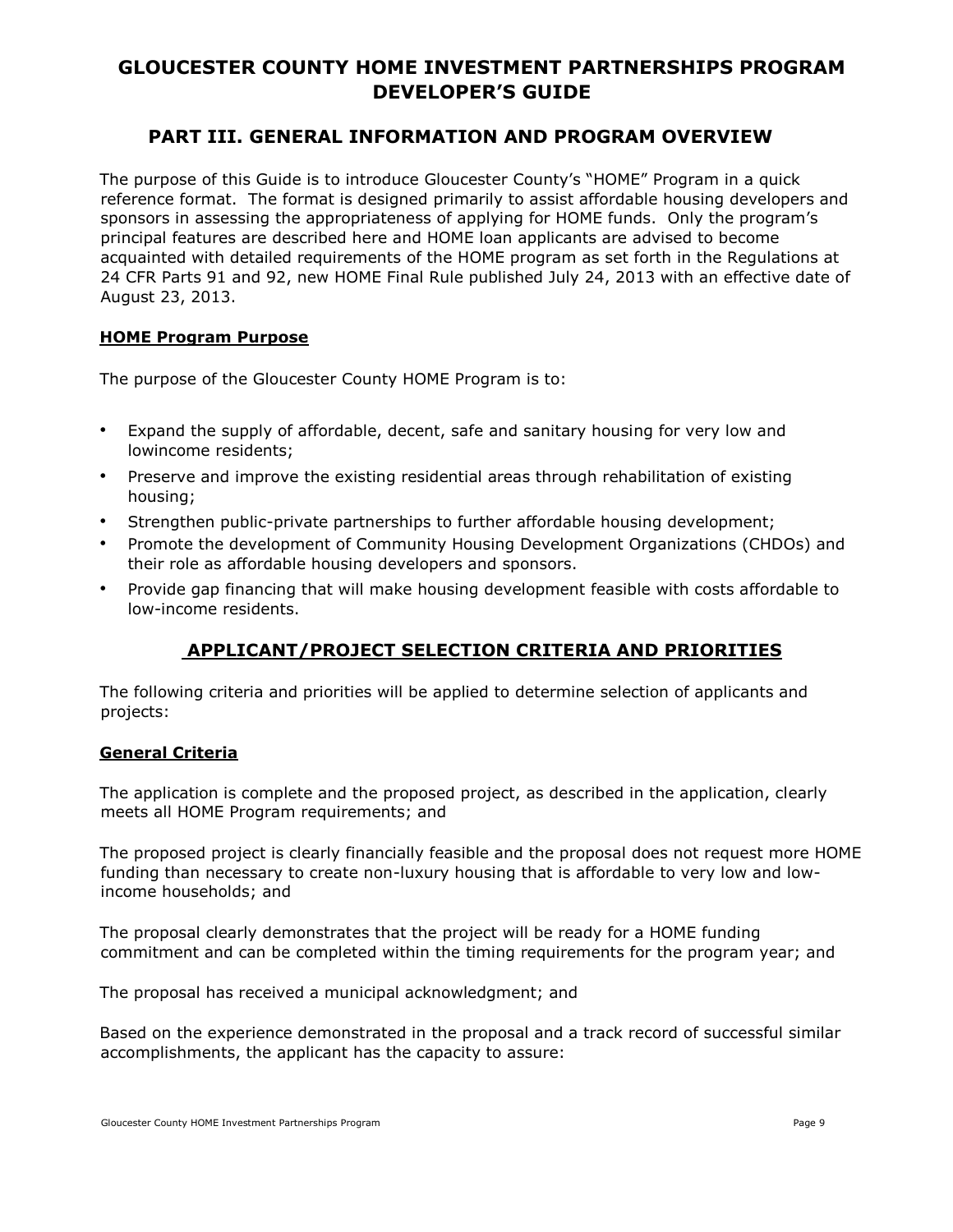# GLOUCESTER COUNTY HOME INVESTMENT PARTNERSHIPS PROGRAM DEVELOPER'S GUIDE

## PART III. GENERAL INFORMATION AND PROGRAM OVERVIEW

The purpose of this Guide is to introduce Gloucester County's "HOME" Program in a quick reference format. The format is designed primarily to assist affordable housing developers and sponsors in assessing the appropriateness of applying for HOME funds. Only the program's principal features are described here and HOME loan applicants are advised to become acquainted with detailed requirements of the HOME program as set forth in the Regulations at 24 CFR Parts 91 and 92, new HOME Final Rule published July 24, 2013 with an effective date of August 23, 2013.

### HOME Program Purpose

The purpose of the Gloucester County HOME Program is to:

- Expand the supply of affordable, decent, safe and sanitary housing for very low and lowincome residents;
- Preserve and improve the existing residential areas through rehabilitation of existing housing;
- Strengthen public-private partnerships to further affordable housing development;
- Promote the development of Community Housing Development Organizations (CHDOs) and their role as affordable housing developers and sponsors.
- Provide gap financing that will make housing development feasible with costs affordable to low-income residents.

## APPLICANT/PROJECT SELECTION CRITERIA AND PRIORITIES

The following criteria and priorities will be applied to determine selection of applicants and projects:

### General Criteria

The application is complete and the proposed project, as described in the application, clearly meets all HOME Program requirements; and

The proposed project is clearly financially feasible and the proposal does not request more HOME funding than necessary to create non-luxury housing that is affordable to very low and low-income households; and

The proposal clearly demonstrates that the project will be ready for a HOME funding commitment and can be completed within the timing requirements for the program year; and

The proposal has received a municipal acknowledgment; and

Based on the experience demonstrated in the proposal and a track record of successful similar accomplishments, the applicant has the capacity to assure: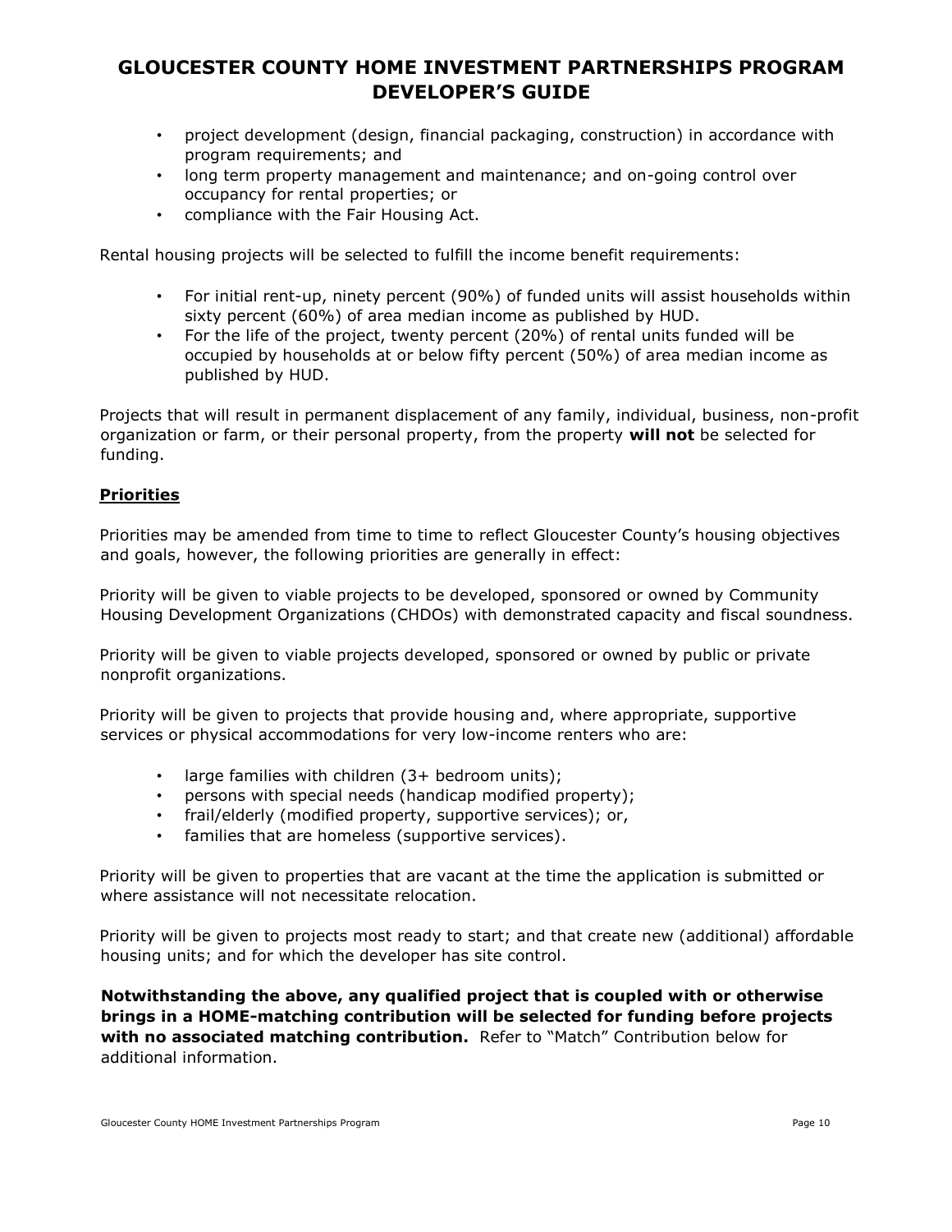- project development (design, financial packaging, construction) in accordance with program requirements; and
- long term property management and maintenance; and on-going control over occupancy for rental properties; or
- compliance with the Fair Housing Act.

Rental housing projects will be selected to fulfill the income benefit requirements:

- For initial rent-up, ninety percent (90%) of funded units will assist households within sixty percent (60%) of area median income as published by HUD.
- For the life of the project, twenty percent (20%) of rental units funded will be occupied by households at or below fifty percent (50%) of area median income as published by HUD.

Projects that will result in permanent displacement of any family, individual, business, non-profit organization or farm, or their personal property, from the property **will not** be selected for funding.

## Priorities

Priorities may be amended from time to time to reflect Gloucester County's housing objectives and goals, however, the following priorities are generally in effect:

Priority will be given to viable projects to be developed, sponsored or owned by Community Housing Development Organizations (CHDOs) with demonstrated capacity and fiscal soundness.

Priority will be given to viable projects developed, sponsored or owned by public or private nonprofit organizations.

Priority will be given to projects that provide housing and, where appropriate, supportive services or physical accommodations for very low-income renters who are:

- large families with children (3+ bedroom units);
- persons with special needs (handicap modified property);
- frail/elderly (modified property, supportive services); or,
- families that are homeless (supportive services).

Priority will be given to properties that are vacant at the time the application is submitted or where assistance will not necessitate relocation.

Priority will be given to projects most ready to start; and that create new (additional) affordable housing units; and for which the developer has site control.

**Notwithstanding the above, any qualified project that is coupled with or otherwise brings in a HOME-matching contribution will be selected for funding before projects with no associated matching contribution.** Refer to "Match" Contribution below for additional information.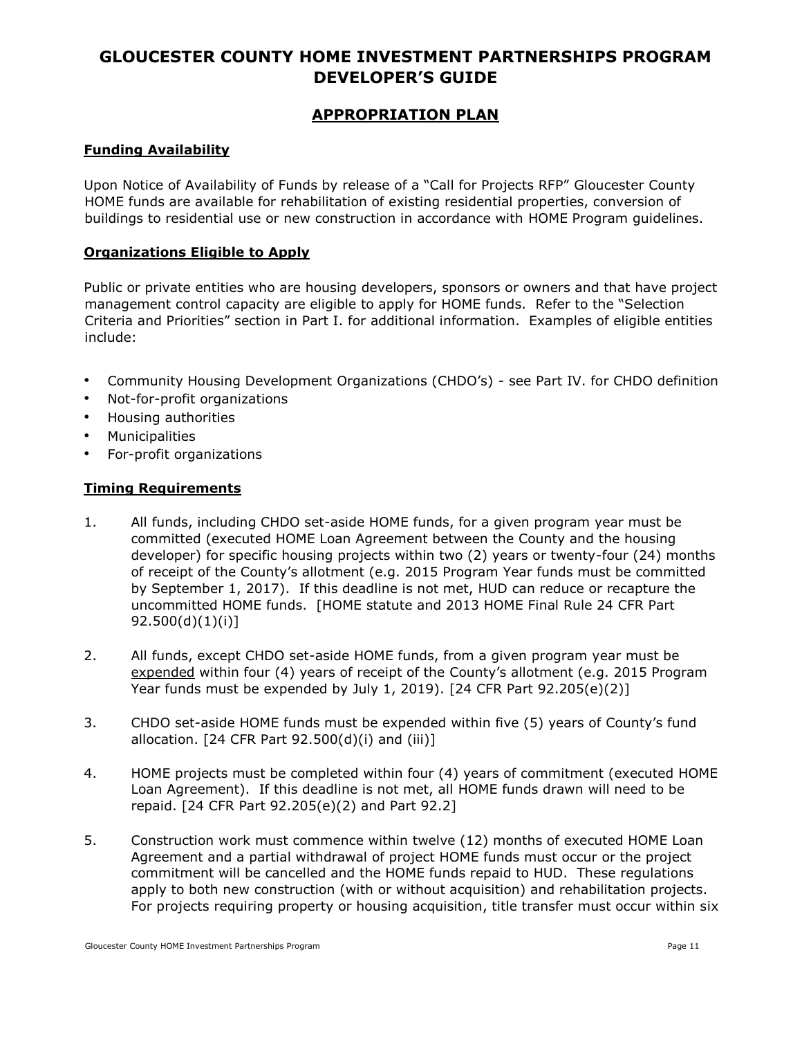# GLOUCESTER COUNTY HOME INVESTMENT PARTNERSHIPS PROGRAM DEVELOPER'S GUIDE

## APPROPRIATION PLAN

### Funding Availability

Upon Notice of Availability of Funds by release of a "Call for Projects RFP" Gloucester County HOME funds are available for rehabilitation of existing residential properties, conversion of buildings to residential use or new construction in accordance with HOME Program guidelines.

### Organizations Eligible to Apply

Public or private entities who are housing developers, sponsors or owners and that have project management control capacity are eligible to apply for HOME funds. Refer to the "Selection Criteria and Priorities" section in Part I. for additional information. Examples of eligible entities include:

- Community Housing Development Organizations (CHDO's) - see Part IV. for CHDO definition
- Not-for-profit organizations
- Housing authorities
- Municipalities
- For-profit organizations

### Timing Requirements

1. All funds, including CHDO set-aside HOME funds, for a given program year must be committed (executed HOME Loan Agreement between the County and the housing developer) for specific housing projects within two (2) years or twenty-four (24) months of receipt of the County's allotment (e.g. 2015 Program Year funds must be committed by September 1, 2017). If this deadline is not met, HUD can reduce or recapture the uncommitted HOME funds. [HOME statute and 2013 HOME Final Rule 24 CFR Part 92.500(d)(1)(i)]

2. All funds, except CHDO set-aside HOME funds, from a given program year must be expended within four (4) years of receipt of the County's allotment (e.g. 2015 Program Year funds must be expended by July 1, 2019). [24 CFR Part 92.205(e)(2)]

3. CHDO set-aside HOME funds must be expended within five (5) years of County's fund allocation. [24 CFR Part 92.500(d)(i) and (iii)]

4. HOME projects must be completed within four (4) years of commitment (executed HOME Loan Agreement). If this deadline is not met, all HOME funds drawn will need to be repaid. [24 CFR Part 92.205(e)(2) and Part 92.2]

5. Construction work must commence within twelve (12) months of executed HOME Loan Agreement and a partial withdrawal of project HOME funds must occur or the project commitment will be cancelled and the HOME funds repaid to HUD. These regulations apply to both new construction (with or without acquisition) and rehabilitation projects. For projects requiring property or housing acquisition, title transfer must occur within six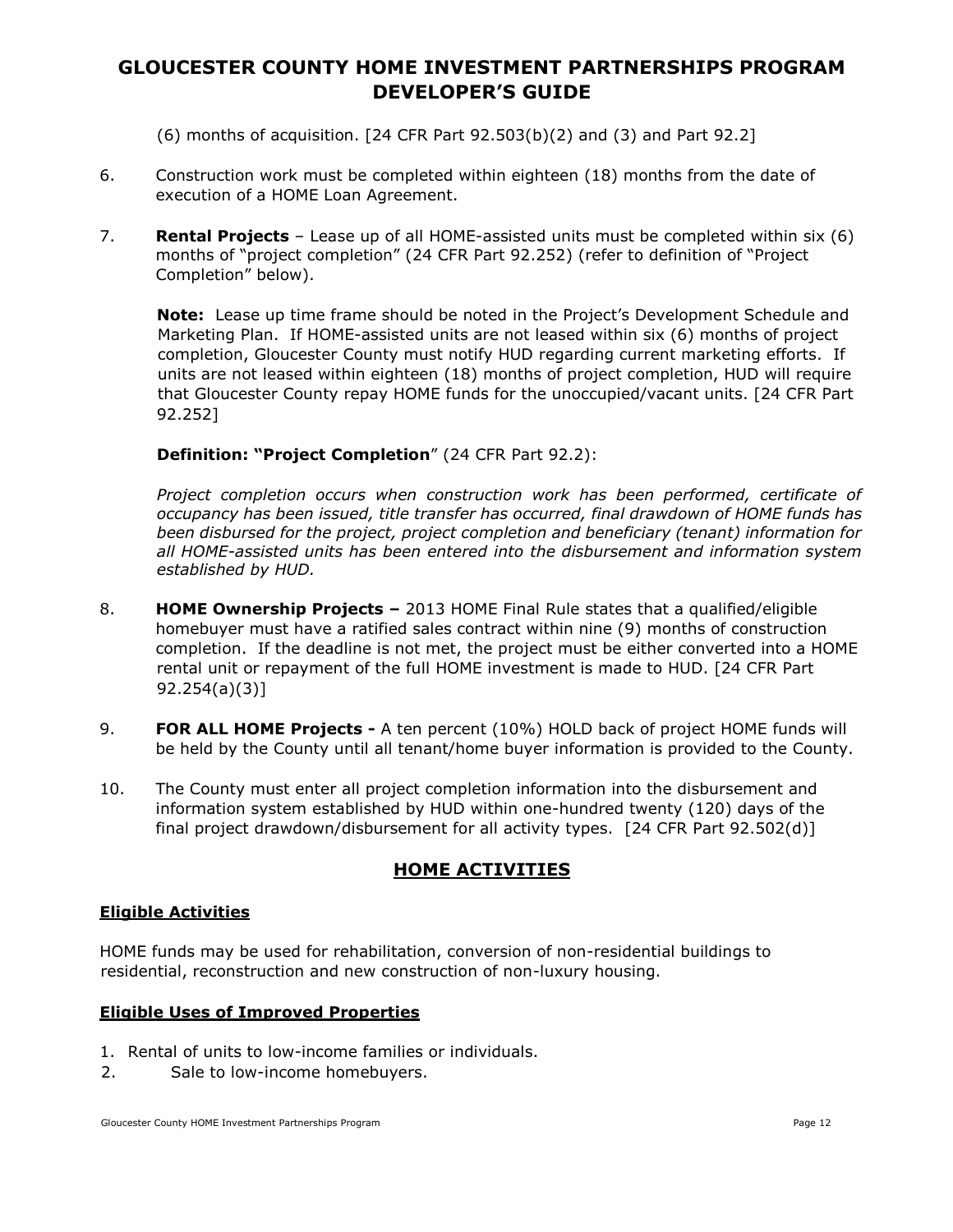(6) months of acquisition. [24 CFR Part 92.503(b)(2) and (3) and Part 92.2]

6. Construction work must be completed within eighteen (18) months from the date of execution of a HOME Loan Agreement.

7. **Rental Projects** – Lease up of all HOME-assisted units must be completed within six (6) months of "project completion" (24 CFR Part 92.252) (refer to definition of "Project Completion" below).

   **Note:** Lease up time frame should be noted in the Project's Development Schedule and Marketing Plan. If HOME-assisted units are not leased within six (6) months of project completion, Gloucester County must notify HUD regarding current marketing efforts. If units are not leased within eighteen (18) months of project completion, HUD will require that Gloucester County repay HOME funds for the unoccupied/vacant units. [24 CFR Part 92.252]

   **Definition: "Project Completion**" (24 CFR Part 92.2):

   *Project completion occurs when construction work has been performed, certificate of occupancy has been issued, title transfer has occurred, final drawdown of HOME funds has been disbursed for the project, project completion and beneficiary (tenant) information for all HOME-assisted units has been entered into the disbursement and information system established by HUD.*

8. **HOME Ownership Projects –** 2013 HOME Final Rule states that a qualified/eligible homebuyer must have a ratified sales contract within nine (9) months of construction completion. If the deadline is not met, the project must be either converted into a HOME rental unit or repayment of the full HOME investment is made to HUD. [24 CFR Part 92.254(a)(3)]

9. **FOR ALL HOME Projects -** A ten percent (10%) HOLD back of project HOME funds will be held by the County until all tenant/home buyer information is provided to the County.

10. The County must enter all project completion information into the disbursement and information system established by HUD within one-hundred twenty (120) days of the final project drawdown/disbursement for all activity types. [24 CFR Part 92.502(d)]

## HOME ACTIVITIES

### Eligible Activities

HOME funds may be used for rehabilitation, conversion of non-residential buildings to residential, reconstruction and new construction of non-luxury housing.

### Eligible Uses of Improved Properties

1. Rental of units to low-income families or individuals.
2. Sale to low-income homebuyers.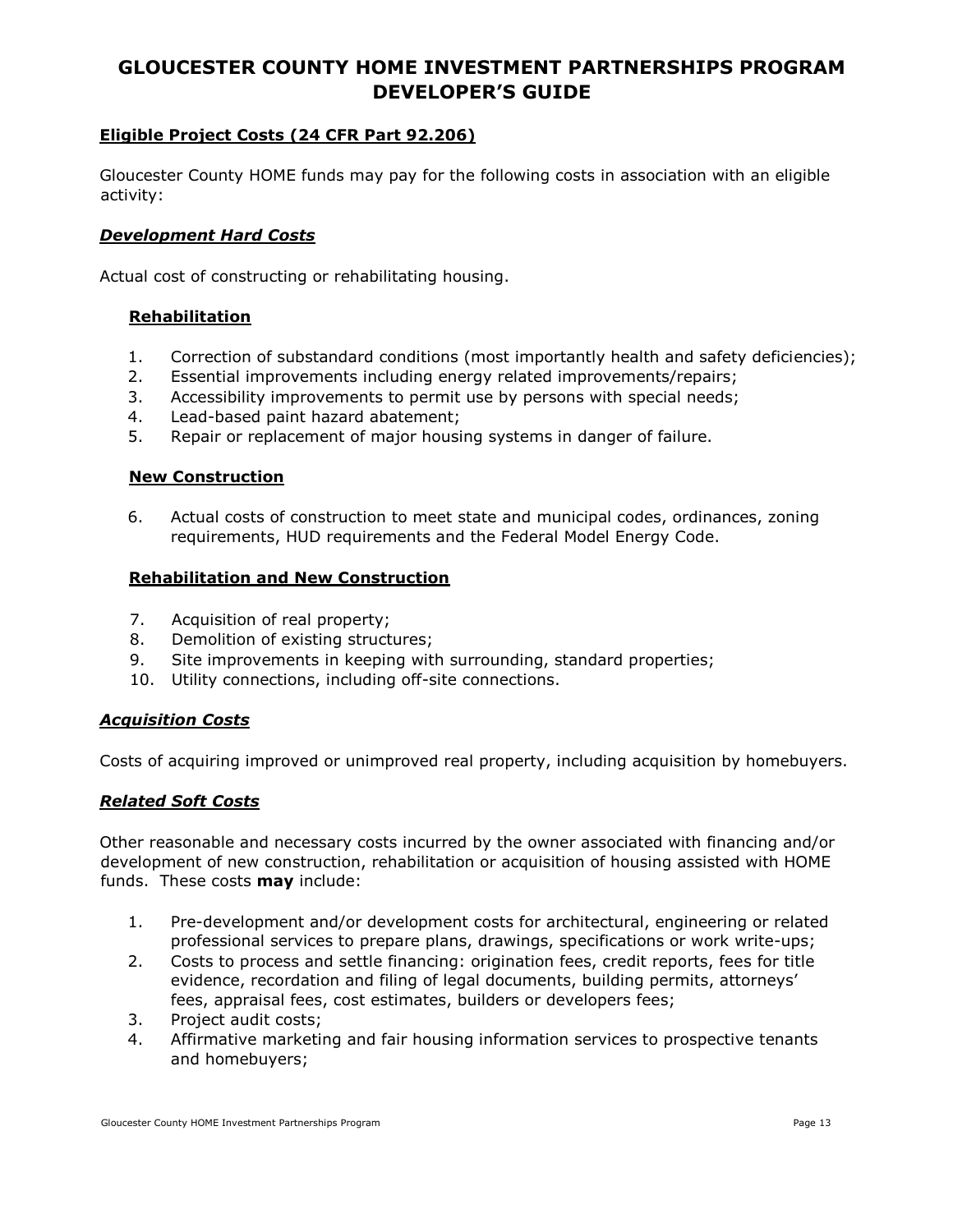# GLOUCESTER COUNTY HOME INVESTMENT PARTNERSHIPS PROGRAM DEVELOPER'S GUIDE

**Eligible Project Costs (24 CFR Part 92.206)**

Gloucester County HOME funds may pay for the following costs in association with an eligible activity:

***Development Hard Costs***

Actual cost of constructing or rehabilitating housing.

**Rehabilitation**

1. Correction of substandard conditions (most importantly health and safety deficiencies);
2. Essential improvements including energy related improvements/repairs;
3. Accessibility improvements to permit use by persons with special needs;
4. Lead-based paint hazard abatement;
5. Repair or replacement of major housing systems in danger of failure.

**New Construction**

6. Actual costs of construction to meet state and municipal codes, ordinances, zoning requirements, HUD requirements and the Federal Model Energy Code.

**Rehabilitation and New Construction**

7. Acquisition of real property;
8. Demolition of existing structures;
9. Site improvements in keeping with surrounding, standard properties;
10. Utility connections, including off-site connections.

***Acquisition Costs***

Costs of acquiring improved or unimproved real property, including acquisition by homebuyers.

***Related Soft Costs***

Other reasonable and necessary costs incurred by the owner associated with financing and/or development of new construction, rehabilitation or acquisition of housing assisted with HOME funds. These costs **may** include:

1. Pre-development and/or development costs for architectural, engineering or related professional services to prepare plans, drawings, specifications or work write-ups;
2. Costs to process and settle financing: origination fees, credit reports, fees for title evidence, recordation and filing of legal documents, building permits, attorneys' fees, appraisal fees, cost estimates, builders or developers fees;
3. Project audit costs;
4. Affirmative marketing and fair housing information services to prospective tenants and homebuyers;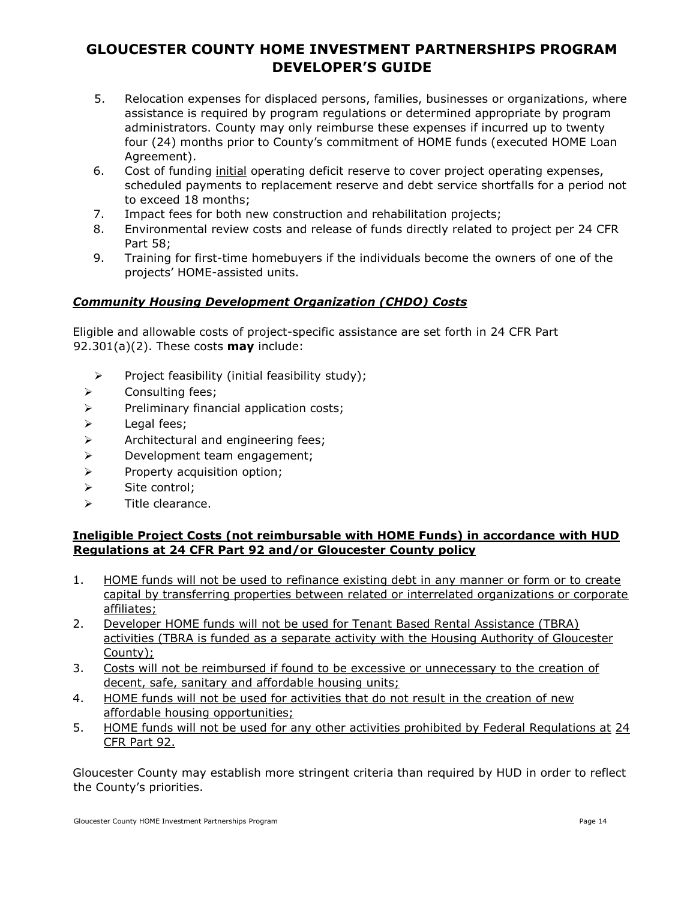5. Relocation expenses for displaced persons, families, businesses or organizations, where assistance is required by program regulations or determined appropriate by program administrators. County may only reimburse these expenses if incurred up to twenty four (24) months prior to County's commitment of HOME funds (executed HOME Loan Agreement).
6. Cost of funding <u>initial</u> operating deficit reserve to cover project operating expenses, scheduled payments to replacement reserve and debt service shortfalls for a period not to exceed 18 months;
7. Impact fees for both new construction and rehabilitation projects;
8. Environmental review costs and release of funds directly related to project per 24 CFR Part 58;
9. Training for first-time homebuyers if the individuals become the owners of one of the projects' HOME-assisted units.

***<u>Community Housing Development Organization (CHDO) Costs</u>***

Eligible and allowable costs of project-specific assistance are set forth in 24 CFR Part 92.301(a)(2). These costs **may** include:

- Project feasibility (initial feasibility study);
- Consulting fees;
- Preliminary financial application costs;
- Legal fees;
- Architectural and engineering fees;
- Development team engagement;
- Property acquisition option;
- Site control;
- Title clearance.

**<u>Ineligible Project Costs (not reimbursable with HOME Funds) in accordance with HUD Regulations at 24 CFR Part 92 and/or Gloucester County policy</u>**

1. <u>HOME funds will not be used to refinance existing debt in any manner or form or to create capital by transferring properties between related or interrelated organizations or corporate affiliates;</u>
2. <u>Developer HOME funds will not be used for Tenant Based Rental Assistance (TBRA) activities (TBRA is funded as a separate activity with the Housing Authority of Gloucester County);</u>
3. <u>Costs will not be reimbursed if found to be excessive or unnecessary to the creation of decent, safe, sanitary and affordable housing units;</u>
4. <u>HOME funds will not be used for activities that do not result in the creation of new affordable housing opportunities;</u>
5. <u>HOME funds will not be used for any other activities prohibited by Federal Regulations at 24 CFR Part 92.</u>

Gloucester County may establish more stringent criteria than required by HUD in order to reflect the County's priorities.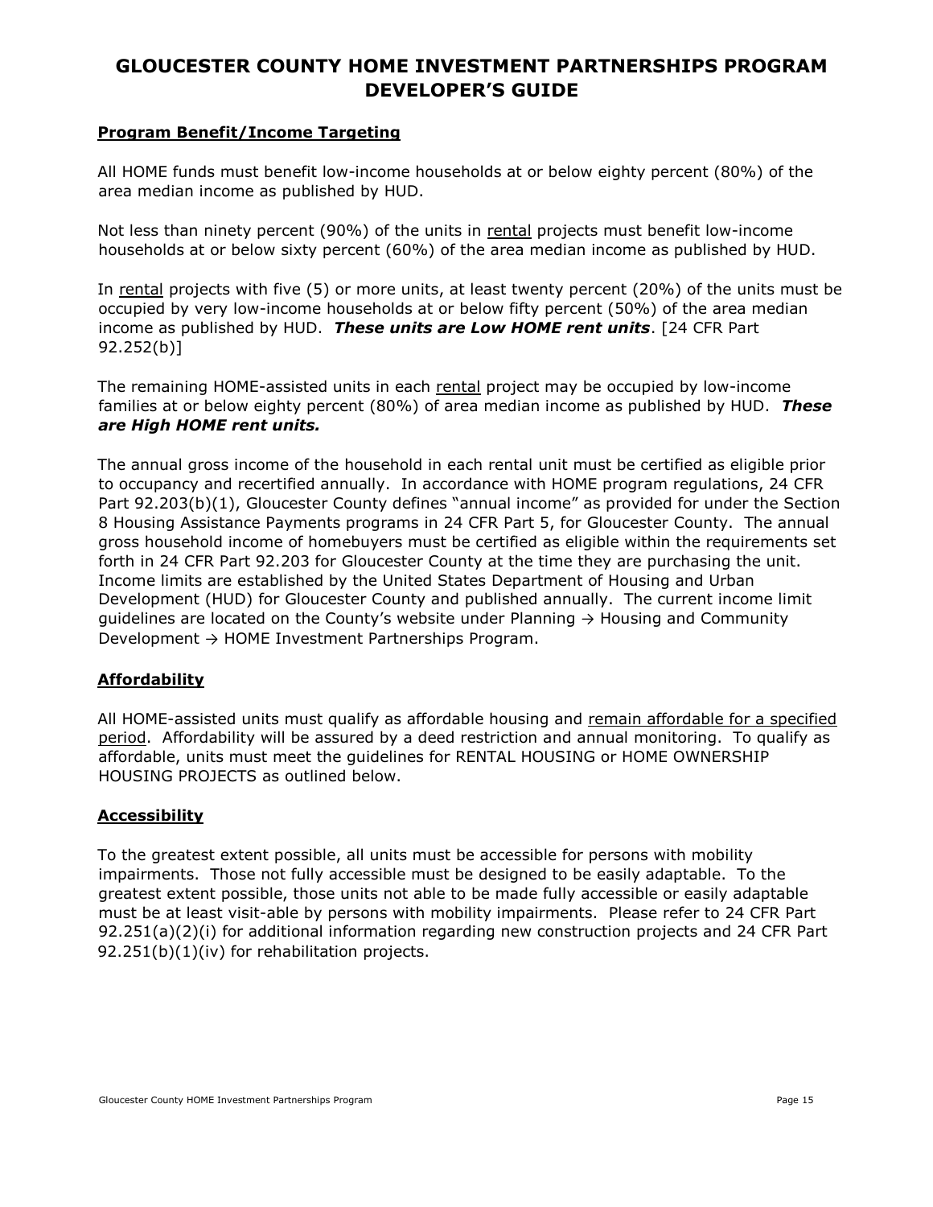# GLOUCESTER COUNTY HOME INVESTMENT PARTNERSHIPS PROGRAM DEVELOPER'S GUIDE

## Program Benefit/Income Targeting

All HOME funds must benefit low-income households at or below eighty percent (80%) of the area median income as published by HUD.

Not less than ninety percent (90%) of the units in rental projects must benefit low-income households at or below sixty percent (60%) of the area median income as published by HUD.

In rental projects with five (5) or more units, at least twenty percent (20%) of the units must be occupied by very low-income households at or below fifty percent (50%) of the area median income as published by HUD. ***These units are Low HOME rent units***. [24 CFR Part 92.252(b)]

The remaining HOME-assisted units in each rental project may be occupied by low-income families at or below eighty percent (80%) of area median income as published by HUD. ***These are High HOME rent units.***

The annual gross income of the household in each rental unit must be certified as eligible prior to occupancy and recertified annually. In accordance with HOME program regulations, 24 CFR Part 92.203(b)(1), Gloucester County defines "annual income" as provided for under the Section 8 Housing Assistance Payments programs in 24 CFR Part 5, for Gloucester County. The annual gross household income of homebuyers must be certified as eligible within the requirements set forth in 24 CFR Part 92.203 for Gloucester County at the time they are purchasing the unit. Income limits are established by the United States Department of Housing and Urban Development (HUD) for Gloucester County and published annually. The current income limit guidelines are located on the County's website under Planning → Housing and Community Development → HOME Investment Partnerships Program.

## Affordability

All HOME-assisted units must qualify as affordable housing and remain affordable for a specified period. Affordability will be assured by a deed restriction and annual monitoring. To qualify as affordable, units must meet the guidelines for RENTAL HOUSING or HOME OWNERSHIP HOUSING PROJECTS as outlined below.

## Accessibility

To the greatest extent possible, all units must be accessible for persons with mobility impairments. Those not fully accessible must be designed to be easily adaptable. To the greatest extent possible, those units not able to be made fully accessible or easily adaptable must be at least visit-able by persons with mobility impairments. Please refer to 24 CFR Part 92.251(a)(2)(i) for additional information regarding new construction projects and 24 CFR Part 92.251(b)(1)(iv) for rehabilitation projects.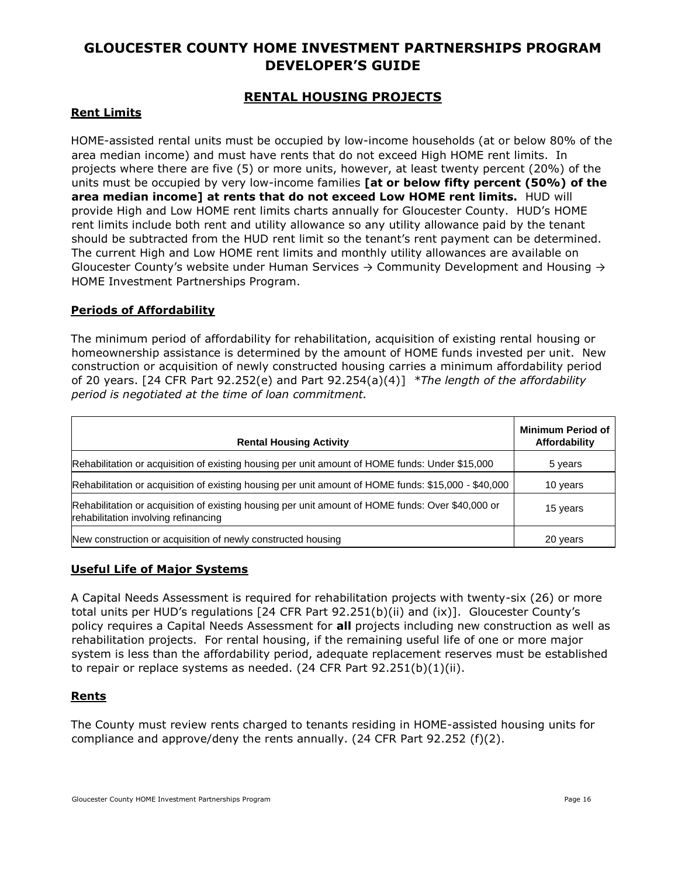# GLOUCESTER COUNTY HOME INVESTMENT PARTNERSHIPS PROGRAM DEVELOPER'S GUIDE

## RENTAL HOUSING PROJECTS

### Rent Limits

HOME-assisted rental units must be occupied by low-income households (at or below 80% of the area median income) and must have rents that do not exceed High HOME rent limits. In projects where there are five (5) or more units, however, at least twenty percent (20%) of the units must be occupied by very low-income families **[at or below fifty percent (50%) of the area median income] at rents that do not exceed Low HOME rent limits.** HUD will provide High and Low HOME rent limits charts annually for Gloucester County. HUD's HOME rent limits include both rent and utility allowance so any utility allowance paid by the tenant should be subtracted from the HUD rent limit so the tenant's rent payment can be determined. The current High and Low HOME rent limits and monthly utility allowances are available on Gloucester County's website under Human Services → Community Development and Housing → HOME Investment Partnerships Program.

### Periods of Affordability

The minimum period of affordability for rehabilitation, acquisition of existing rental housing or homeownership assistance is determined by the amount of HOME funds invested per unit. New construction or acquisition of newly constructed housing carries a minimum affordability period of 20 years. [24 CFR Part 92.252(e) and Part 92.254(a)(4)] *\*The length of the affordability period is negotiated at the time of loan commitment.*

| Rental Housing Activity | Minimum Period of Affordability |
|---|---|
| Rehabilitation or acquisition of existing housing per unit amount of HOME funds: Under $15,000 | 5 years |
| Rehabilitation or acquisition of existing housing per unit amount of HOME funds: $15,000 - $40,000 | 10 years |
| Rehabilitation or acquisition of existing housing per unit amount of HOME funds: Over $40,000 or rehabilitation involving refinancing | 15 years |
| New construction or acquisition of newly constructed housing | 20 years |

### Useful Life of Major Systems

A Capital Needs Assessment is required for rehabilitation projects with twenty-six (26) or more total units per HUD's regulations [24 CFR Part 92.251(b)(ii) and (ix)]. Gloucester County's policy requires a Capital Needs Assessment for **all** projects including new construction as well as rehabilitation projects. For rental housing, if the remaining useful life of one or more major system is less than the affordability period, adequate replacement reserves must be established to repair or replace systems as needed. (24 CFR Part 92.251(b)(1)(ii).

### Rents

The County must review rents charged to tenants residing in HOME-assisted housing units for compliance and approve/deny the rents annually. (24 CFR Part 92.252 (f)(2).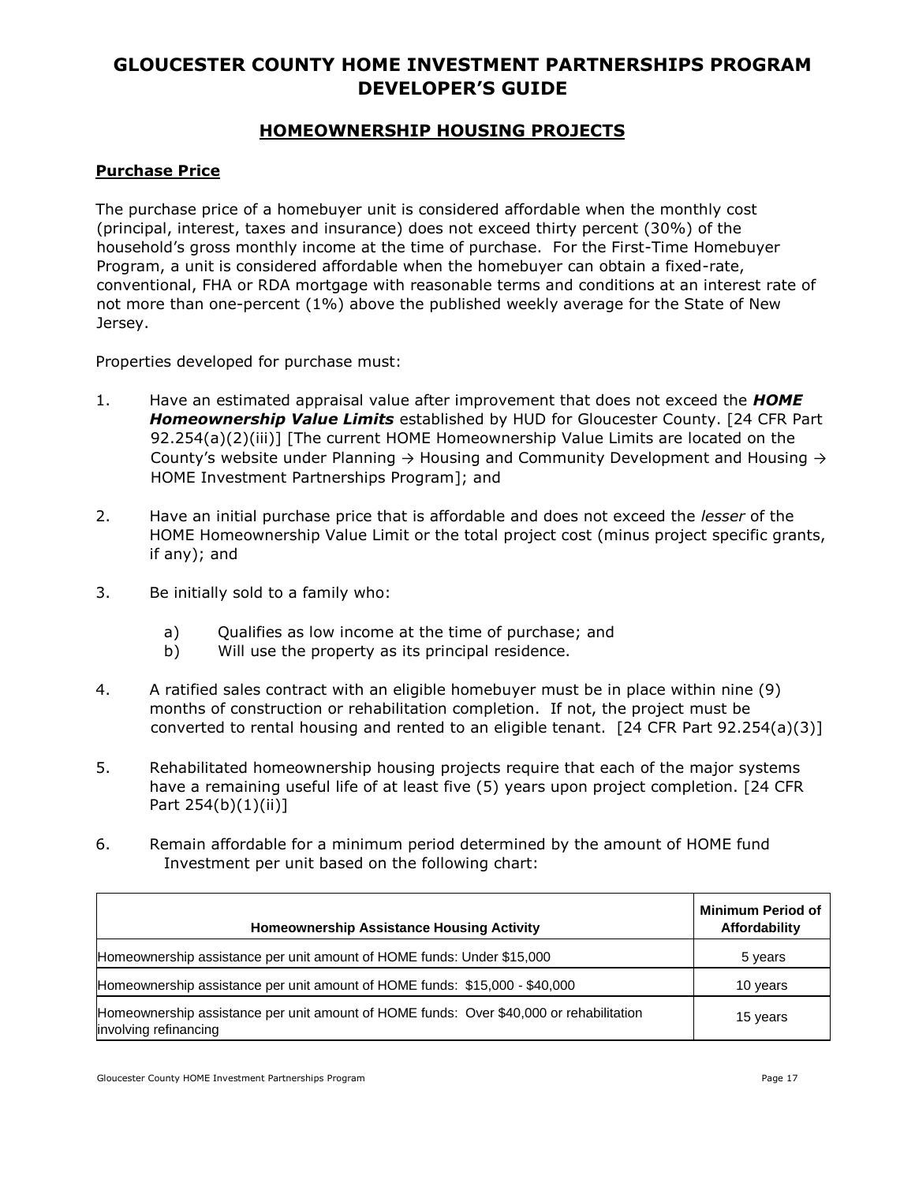# GLOUCESTER COUNTY HOME INVESTMENT PARTNERSHIPS PROGRAM DEVELOPER'S GUIDE

## HOMEOWNERSHIP HOUSING PROJECTS

### Purchase Price

The purchase price of a homebuyer unit is considered affordable when the monthly cost (principal, interest, taxes and insurance) does not exceed thirty percent (30%) of the household's gross monthly income at the time of purchase. For the First-Time Homebuyer Program, a unit is considered affordable when the homebuyer can obtain a fixed-rate, conventional, FHA or RDA mortgage with reasonable terms and conditions at an interest rate of not more than one-percent (1%) above the published weekly average for the State of New Jersey.

Properties developed for purchase must:

1. Have an estimated appraisal value after improvement that does not exceed the ***HOME Homeownership Value Limits*** established by HUD for Gloucester County. [24 CFR Part 92.254(a)(2)(iii)] [The current HOME Homeownership Value Limits are located on the County's website under Planning → Housing and Community Development and Housing → HOME Investment Partnerships Program]; and

2. Have an initial purchase price that is affordable and does not exceed the *lesser* of the HOME Homeownership Value Limit or the total project cost (minus project specific grants, if any); and

3. Be initially sold to a family who:

   a) Qualifies as low income at the time of purchase; and
   b) Will use the property as its principal residence.

4. A ratified sales contract with an eligible homebuyer must be in place within nine (9) months of construction or rehabilitation completion. If not, the project must be converted to rental housing and rented to an eligible tenant. [24 CFR Part 92.254(a)(3)]

5. Rehabilitated homeownership housing projects require that each of the major systems have a remaining useful life of at least five (5) years upon project completion. [24 CFR Part 254(b)(1)(ii)]

6. Remain affordable for a minimum period determined by the amount of HOME fund Investment per unit based on the following chart:

| Homeownership Assistance Housing Activity | Minimum Period of Affordability |
|---|---|
| Homeownership assistance per unit amount of HOME funds: Under $15,000 | 5 years |
| Homeownership assistance per unit amount of HOME funds: $15,000 - $40,000 | 10 years |
| Homeownership assistance per unit amount of HOME funds: Over $40,000 or rehabilitation involving refinancing | 15 years |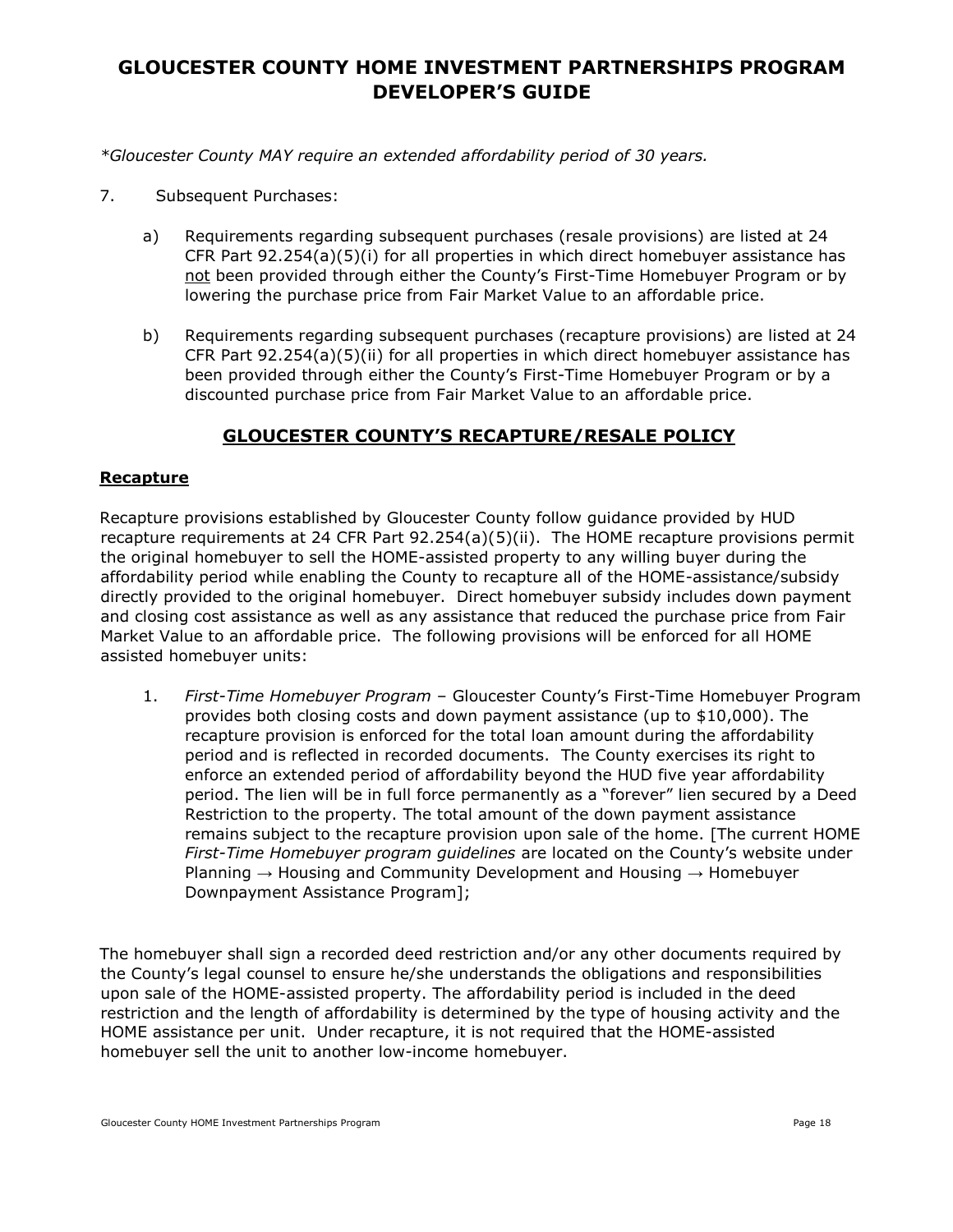*Gloucester County MAY require an extended affordability period of 30 years.

7. Subsequent Purchases:

   a) Requirements regarding subsequent purchases (resale provisions) are listed at 24 CFR Part 92.254(a)(5)(i) for all properties in which direct homebuyer assistance has not been provided through either the County's First-Time Homebuyer Program or by lowering the purchase price from Fair Market Value to an affordable price.

   b) Requirements regarding subsequent purchases (recapture provisions) are listed at 24 CFR Part 92.254(a)(5)(ii) for all properties in which direct homebuyer assistance has been provided through either the County's First-Time Homebuyer Program or by a discounted purchase price from Fair Market Value to an affordable price.

## GLOUCESTER COUNTY'S RECAPTURE/RESALE POLICY

### Recapture

Recapture provisions established by Gloucester County follow guidance provided by HUD recapture requirements at 24 CFR Part 92.254(a)(5)(ii). The HOME recapture provisions permit the original homebuyer to sell the HOME-assisted property to any willing buyer during the affordability period while enabling the County to recapture all of the HOME-assistance/subsidy directly provided to the original homebuyer. Direct homebuyer subsidy includes down payment and closing cost assistance as well as any assistance that reduced the purchase price from Fair Market Value to an affordable price. The following provisions will be enforced for all HOME assisted homebuyer units:

1. *First-Time Homebuyer Program* – Gloucester County's First-Time Homebuyer Program provides both closing costs and down payment assistance (up to $10,000). The recapture provision is enforced for the total loan amount during the affordability period and is reflected in recorded documents. The County exercises its right to enforce an extended period of affordability beyond the HUD five year affordability period. The lien will be in full force permanently as a "forever" lien secured by a Deed Restriction to the property. The total amount of the down payment assistance remains subject to the recapture provision upon sale of the home. [The current HOME *First-Time Homebuyer program guidelines* are located on the County's website under Planning → Housing and Community Development and Housing → Homebuyer Downpayment Assistance Program];

The homebuyer shall sign a recorded deed restriction and/or any other documents required by the County's legal counsel to ensure he/she understands the obligations and responsibilities upon sale of the HOME-assisted property. The affordability period is included in the deed restriction and the length of affordability is determined by the type of housing activity and the HOME assistance per unit. Under recapture, it is not required that the HOME-assisted homebuyer sell the unit to another low-income homebuyer.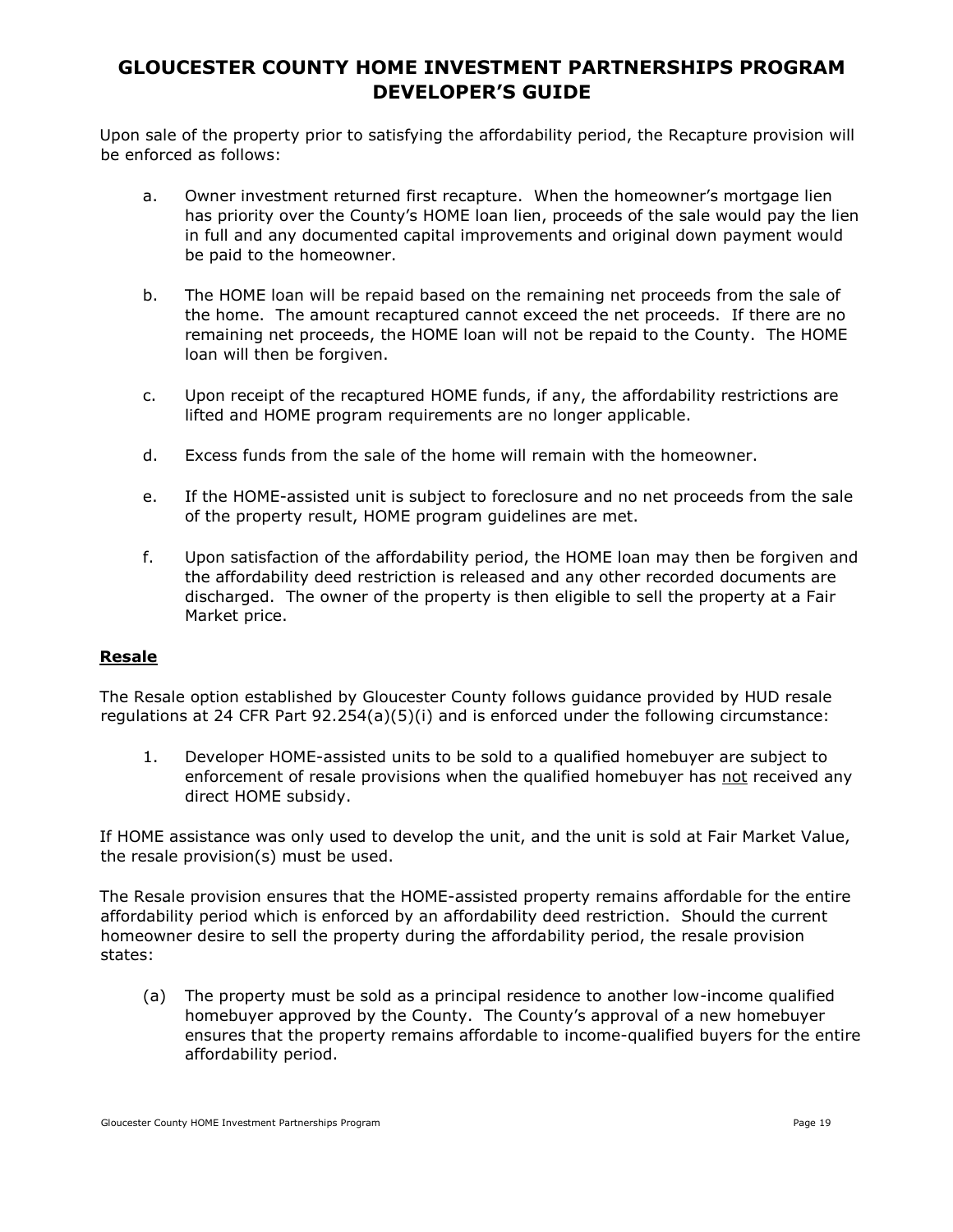Upon sale of the property prior to satisfying the affordability period, the Recapture provision will be enforced as follows:

a. Owner investment returned first recapture. When the homeowner's mortgage lien has priority over the County's HOME loan lien, proceeds of the sale would pay the lien in full and any documented capital improvements and original down payment would be paid to the homeowner.

b. The HOME loan will be repaid based on the remaining net proceeds from the sale of the home. The amount recaptured cannot exceed the net proceeds. If there are no remaining net proceeds, the HOME loan will not be repaid to the County. The HOME loan will then be forgiven.

c. Upon receipt of the recaptured HOME funds, if any, the affordability restrictions are lifted and HOME program requirements are no longer applicable.

d. Excess funds from the sale of the home will remain with the homeowner.

e. If the HOME-assisted unit is subject to foreclosure and no net proceeds from the sale of the property result, HOME program guidelines are met.

f. Upon satisfaction of the affordability period, the HOME loan may then be forgiven and the affordability deed restriction is released and any other recorded documents are discharged. The owner of the property is then eligible to sell the property at a Fair Market price.

## Resale

The Resale option established by Gloucester County follows guidance provided by HUD resale regulations at 24 CFR Part 92.254(a)(5)(i) and is enforced under the following circumstance:

1. Developer HOME-assisted units to be sold to a qualified homebuyer are subject to enforcement of resale provisions when the qualified homebuyer has <u>not</u> received any direct HOME subsidy.

If HOME assistance was only used to develop the unit, and the unit is sold at Fair Market Value, the resale provision(s) must be used.

The Resale provision ensures that the HOME-assisted property remains affordable for the entire affordability period which is enforced by an affordability deed restriction. Should the current homeowner desire to sell the property during the affordability period, the resale provision states:

(a) The property must be sold as a principal residence to another low-income qualified homebuyer approved by the County. The County's approval of a new homebuyer ensures that the property remains affordable to income-qualified buyers for the entire affordability period.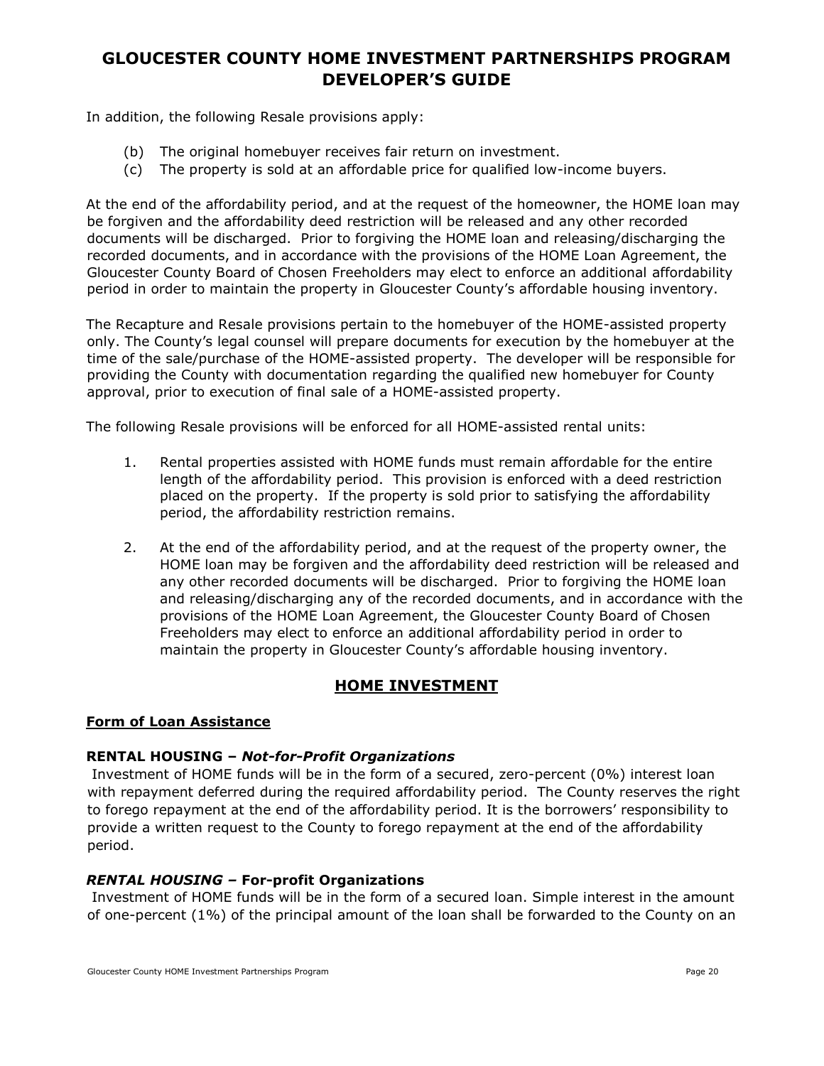In addition, the following Resale provisions apply:

(b) The original homebuyer receives fair return on investment.
(c) The property is sold at an affordable price for qualified low-income buyers.

At the end of the affordability period, and at the request of the homeowner, the HOME loan may be forgiven and the affordability deed restriction will be released and any other recorded documents will be discharged. Prior to forgiving the HOME loan and releasing/discharging the recorded documents, and in accordance with the provisions of the HOME Loan Agreement, the Gloucester County Board of Chosen Freeholders may elect to enforce an additional affordability period in order to maintain the property in Gloucester County's affordable housing inventory.

The Recapture and Resale provisions pertain to the homebuyer of the HOME-assisted property only. The County's legal counsel will prepare documents for execution by the homebuyer at the time of the sale/purchase of the HOME-assisted property. The developer will be responsible for providing the County with documentation regarding the qualified new homebuyer for County approval, prior to execution of final sale of a HOME-assisted property.

The following Resale provisions will be enforced for all HOME-assisted rental units:

1. Rental properties assisted with HOME funds must remain affordable for the entire length of the affordability period. This provision is enforced with a deed restriction placed on the property. If the property is sold prior to satisfying the affordability period, the affordability restriction remains.

2. At the end of the affordability period, and at the request of the property owner, the HOME loan may be forgiven and the affordability deed restriction will be released and any other recorded documents will be discharged. Prior to forgiving the HOME loan and releasing/discharging any of the recorded documents, and in accordance with the provisions of the HOME Loan Agreement, the Gloucester County Board of Chosen Freeholders may elect to enforce an additional affordability period in order to maintain the property in Gloucester County's affordable housing inventory.

## HOME INVESTMENT

### Form of Loan Assistance

**RENTAL HOUSING – *Not-for-Profit Organizations***

Investment of HOME funds will be in the form of a secured, zero-percent (0%) interest loan with repayment deferred during the required affordability period. The County reserves the right to forego repayment at the end of the affordability period. It is the borrowers' responsibility to provide a written request to the County to forego repayment at the end of the affordability period.

***RENTAL HOUSING* – For-profit Organizations**

Investment of HOME funds will be in the form of a secured loan. Simple interest in the amount of one-percent (1%) of the principal amount of the loan shall be forwarded to the County on an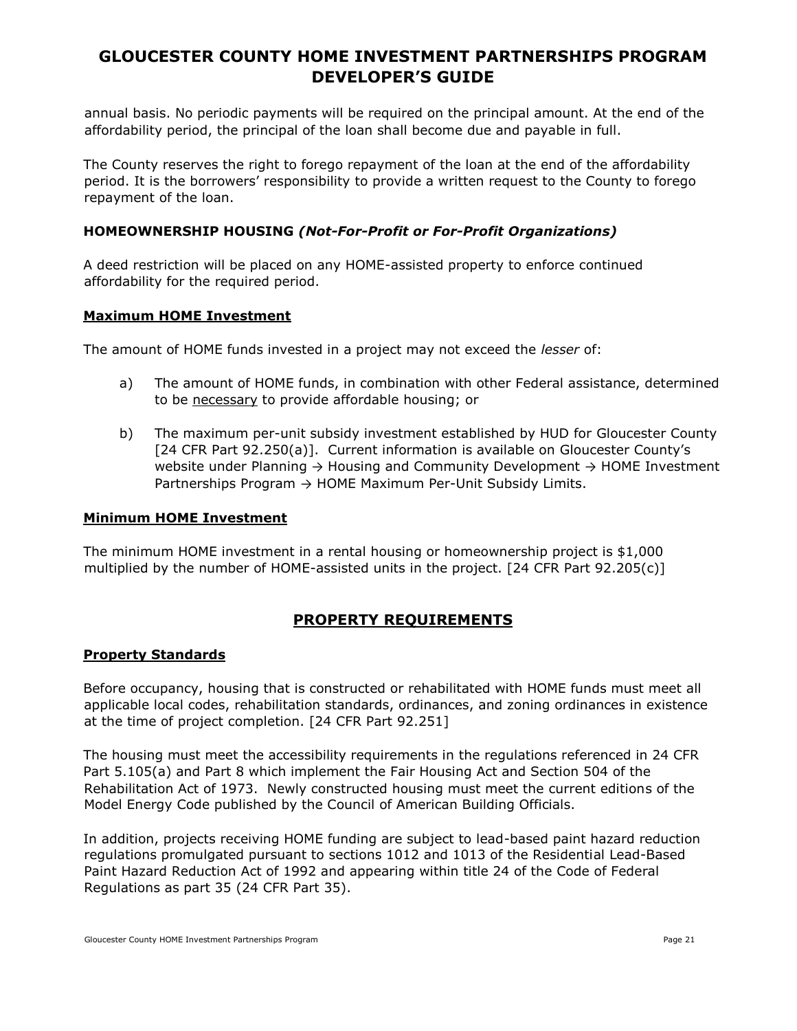annual basis. No periodic payments will be required on the principal amount. At the end of the affordability period, the principal of the loan shall become due and payable in full.

The County reserves the right to forego repayment of the loan at the end of the affordability period. It is the borrowers' responsibility to provide a written request to the County to forego repayment of the loan.

### HOMEOWNERSHIP HOUSING *(Not-For-Profit or For-Profit Organizations)*

A deed restriction will be placed on any HOME-assisted property to enforce continued affordability for the required period.

### Maximum HOME Investment

The amount of HOME funds invested in a project may not exceed the *lesser* of:

a) The amount of HOME funds, in combination with other Federal assistance, determined to be necessary to provide affordable housing; or

b) The maximum per-unit subsidy investment established by HUD for Gloucester County [24 CFR Part 92.250(a)]. Current information is available on Gloucester County's website under Planning → Housing and Community Development → HOME Investment Partnerships Program → HOME Maximum Per-Unit Subsidy Limits.

### Minimum HOME Investment

The minimum HOME investment in a rental housing or homeownership project is $1,000 multiplied by the number of HOME-assisted units in the project. [24 CFR Part 92.205(c)]

## PROPERTY REQUIREMENTS

### Property Standards

Before occupancy, housing that is constructed or rehabilitated with HOME funds must meet all applicable local codes, rehabilitation standards, ordinances, and zoning ordinances in existence at the time of project completion. [24 CFR Part 92.251]

The housing must meet the accessibility requirements in the regulations referenced in 24 CFR Part 5.105(a) and Part 8 which implement the Fair Housing Act and Section 504 of the Rehabilitation Act of 1973. Newly constructed housing must meet the current editions of the Model Energy Code published by the Council of American Building Officials.

In addition, projects receiving HOME funding are subject to lead-based paint hazard reduction regulations promulgated pursuant to sections 1012 and 1013 of the Residential Lead-Based Paint Hazard Reduction Act of 1992 and appearing within title 24 of the Code of Federal Regulations as part 35 (24 CFR Part 35).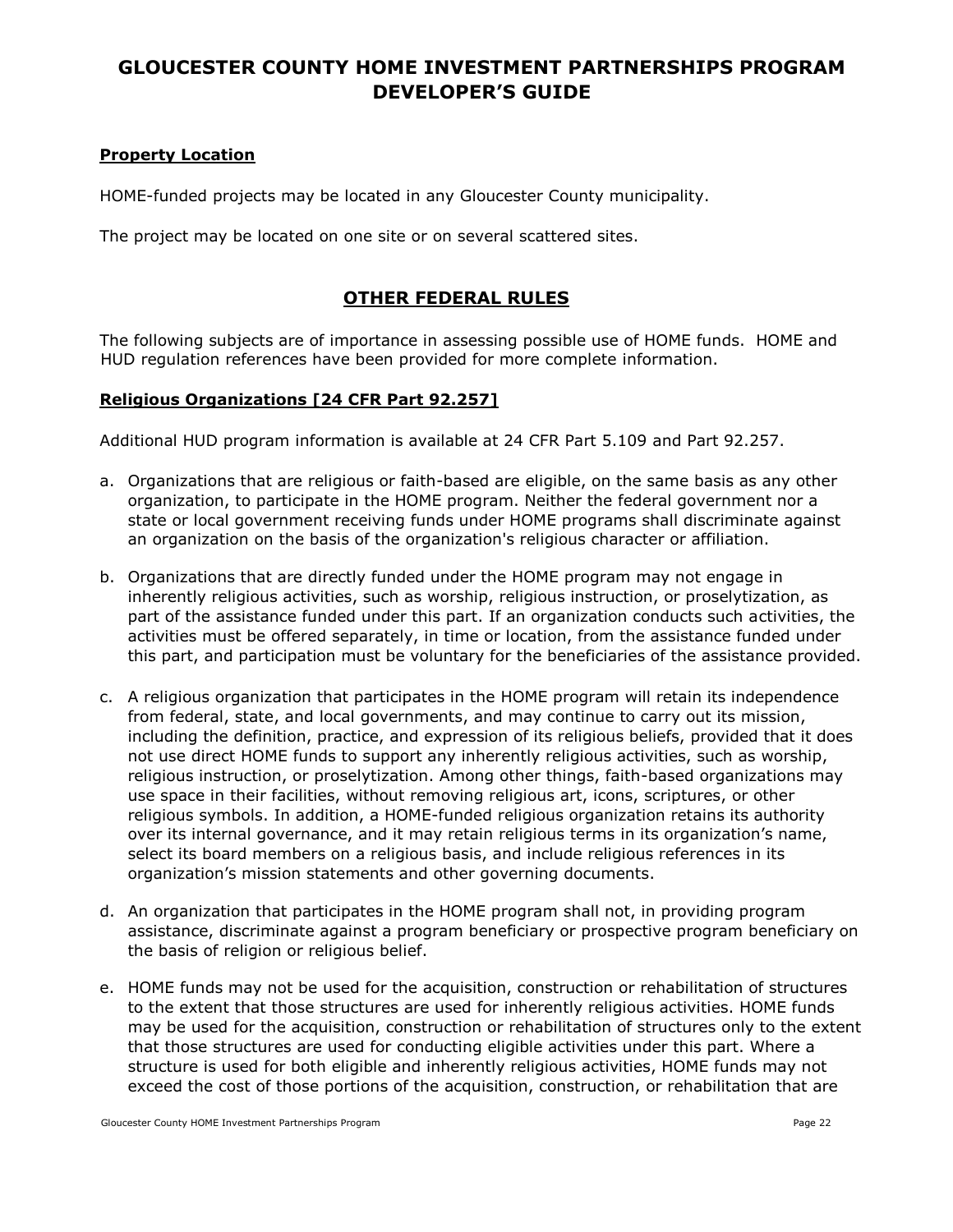# GLOUCESTER COUNTY HOME INVESTMENT PARTNERSHIPS PROGRAM DEVELOPER'S GUIDE

**Property Location**

HOME-funded projects may be located in any Gloucester County municipality.

The project may be located on one site or on several scattered sites.

## OTHER FEDERAL RULES

The following subjects are of importance in assessing possible use of HOME funds. HOME and HUD regulation references have been provided for more complete information.

**Religious Organizations [24 CFR Part 92.257]**

Additional HUD program information is available at 24 CFR Part 5.109 and Part 92.257.

a. Organizations that are religious or faith-based are eligible, on the same basis as any other organization, to participate in the HOME program. Neither the federal government nor a state or local government receiving funds under HOME programs shall discriminate against an organization on the basis of the organization's religious character or affiliation.

b. Organizations that are directly funded under the HOME program may not engage in inherently religious activities, such as worship, religious instruction, or proselytization, as part of the assistance funded under this part. If an organization conducts such activities, the activities must be offered separately, in time or location, from the assistance funded under this part, and participation must be voluntary for the beneficiaries of the assistance provided.

c. A religious organization that participates in the HOME program will retain its independence from federal, state, and local governments, and may continue to carry out its mission, including the definition, practice, and expression of its religious beliefs, provided that it does not use direct HOME funds to support any inherently religious activities, such as worship, religious instruction, or proselytization. Among other things, faith-based organizations may use space in their facilities, without removing religious art, icons, scriptures, or other religious symbols. In addition, a HOME-funded religious organization retains its authority over its internal governance, and it may retain religious terms in its organization's name, select its board members on a religious basis, and include religious references in its organization's mission statements and other governing documents.

d. An organization that participates in the HOME program shall not, in providing program assistance, discriminate against a program beneficiary or prospective program beneficiary on the basis of religion or religious belief.

e. HOME funds may not be used for the acquisition, construction or rehabilitation of structures to the extent that those structures are used for inherently religious activities. HOME funds may be used for the acquisition, construction or rehabilitation of structures only to the extent that those structures are used for conducting eligible activities under this part. Where a structure is used for both eligible and inherently religious activities, HOME funds may not exceed the cost of those portions of the acquisition, construction, or rehabilitation that are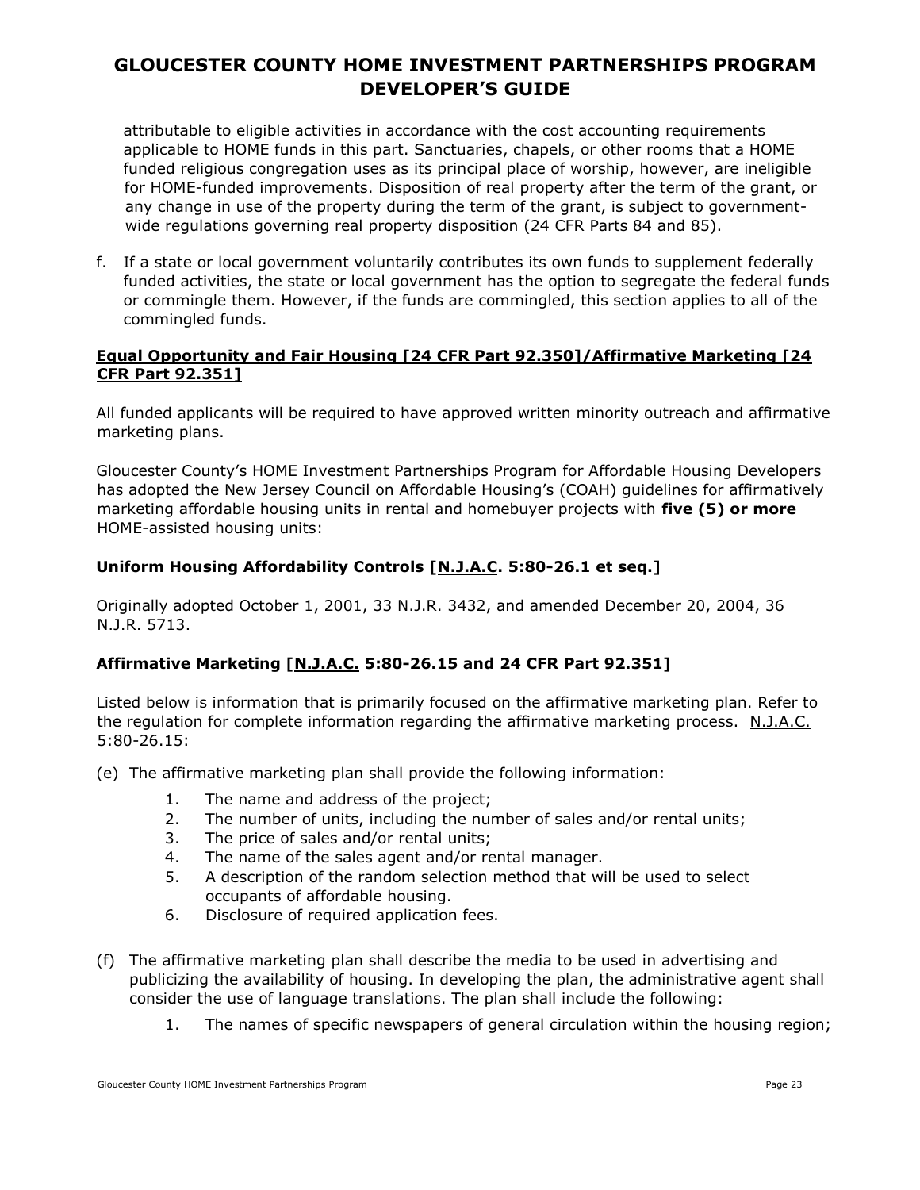attributable to eligible activities in accordance with the cost accounting requirements applicable to HOME funds in this part. Sanctuaries, chapels, or other rooms that a HOME funded religious congregation uses as its principal place of worship, however, are ineligible for HOME-funded improvements. Disposition of real property after the term of the grant, or any change in use of the property during the term of the grant, is subject to government-wide regulations governing real property disposition (24 CFR Parts 84 and 85).

f. If a state or local government voluntarily contributes its own funds to supplement federally funded activities, the state or local government has the option to segregate the federal funds or commingle them. However, if the funds are commingled, this section applies to all of the commingled funds.

**Equal Opportunity and Fair Housing [24 CFR Part 92.350]/Affirmative Marketing [24 CFR Part 92.351]**

All funded applicants will be required to have approved written minority outreach and affirmative marketing plans.

Gloucester County's HOME Investment Partnerships Program for Affordable Housing Developers has adopted the New Jersey Council on Affordable Housing's (COAH) guidelines for affirmatively marketing affordable housing units in rental and homebuyer projects with **five (5) or more** HOME-assisted housing units:

### Uniform Housing Affordability Controls [N.J.A.C. 5:80-26.1 et seq.]

Originally adopted October 1, 2001, 33 N.J.R. 3432, and amended December 20, 2004, 36 N.J.R. 5713.

### Affirmative Marketing [N.J.A.C. 5:80-26.15 and 24 CFR Part 92.351]

Listed below is information that is primarily focused on the affirmative marketing plan. Refer to the regulation for complete information regarding the affirmative marketing process. N.J.A.C. 5:80-26.15:

(e) The affirmative marketing plan shall provide the following information:

1. The name and address of the project;
2. The number of units, including the number of sales and/or rental units;
3. The price of sales and/or rental units;
4. The name of the sales agent and/or rental manager.
5. A description of the random selection method that will be used to select occupants of affordable housing.
6. Disclosure of required application fees.

(f) The affirmative marketing plan shall describe the media to be used in advertising and publicizing the availability of housing. In developing the plan, the administrative agent shall consider the use of language translations. The plan shall include the following:

1. The names of specific newspapers of general circulation within the housing region;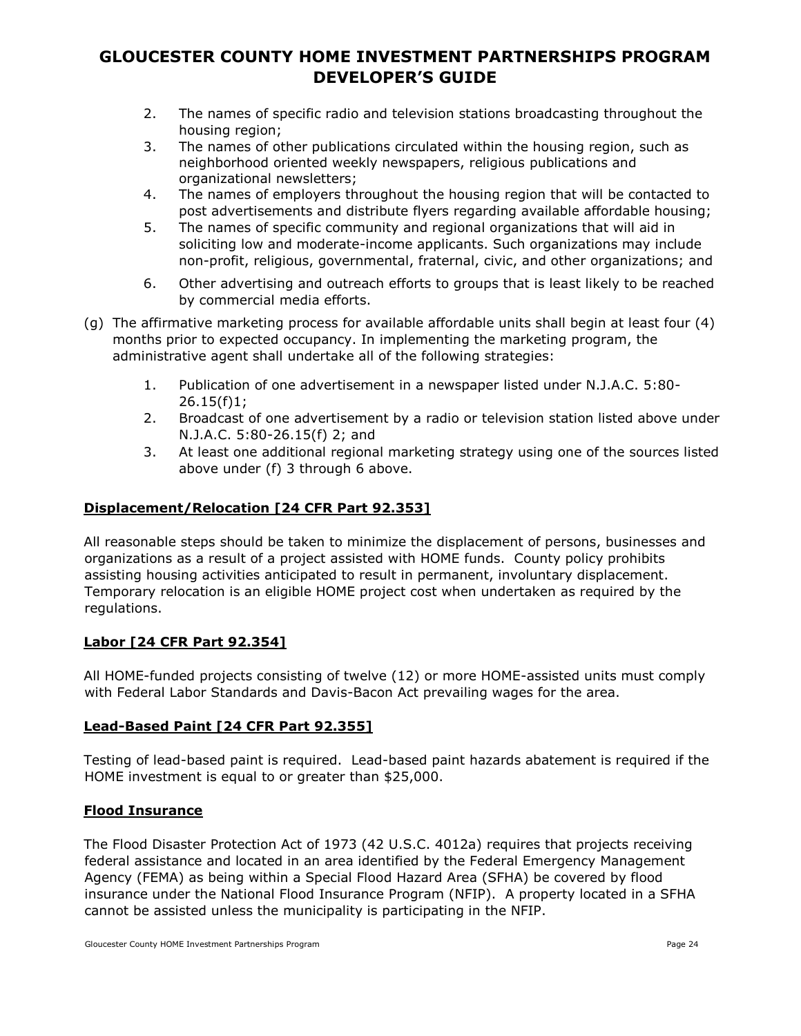2. The names of specific radio and television stations broadcasting throughout the housing region;
3. The names of other publications circulated within the housing region, such as neighborhood oriented weekly newspapers, religious publications and organizational newsletters;
4. The names of employers throughout the housing region that will be contacted to post advertisements and distribute flyers regarding available affordable housing;
5. The names of specific community and regional organizations that will aid in soliciting low and moderate-income applicants. Such organizations may include non-profit, religious, governmental, fraternal, civic, and other organizations; and
6. Other advertising and outreach efforts to groups that is least likely to be reached by commercial media efforts.

(g) The affirmative marketing process for available affordable units shall begin at least four (4) months prior to expected occupancy. In implementing the marketing program, the administrative agent shall undertake all of the following strategies:

1. Publication of one advertisement in a newspaper listed under N.J.A.C. 5:80-26.15(f)1;
2. Broadcast of one advertisement by a radio or television station listed above under N.J.A.C. 5:80-26.15(f) 2; and
3. At least one additional regional marketing strategy using one of the sources listed above under (f) 3 through 6 above.

**Displacement/Relocation [24 CFR Part 92.353]**

All reasonable steps should be taken to minimize the displacement of persons, businesses and organizations as a result of a project assisted with HOME funds. County policy prohibits assisting housing activities anticipated to result in permanent, involuntary displacement. Temporary relocation is an eligible HOME project cost when undertaken as required by the regulations.

**Labor [24 CFR Part 92.354]**

All HOME-funded projects consisting of twelve (12) or more HOME-assisted units must comply with Federal Labor Standards and Davis-Bacon Act prevailing wages for the area.

**Lead-Based Paint [24 CFR Part 92.355]**

Testing of lead-based paint is required. Lead-based paint hazards abatement is required if the HOME investment is equal to or greater than $25,000.

**Flood Insurance**

The Flood Disaster Protection Act of 1973 (42 U.S.C. 4012a) requires that projects receiving federal assistance and located in an area identified by the Federal Emergency Management Agency (FEMA) as being within a Special Flood Hazard Area (SFHA) be covered by flood insurance under the National Flood Insurance Program (NFIP). A property located in a SFHA cannot be assisted unless the municipality is participating in the NFIP.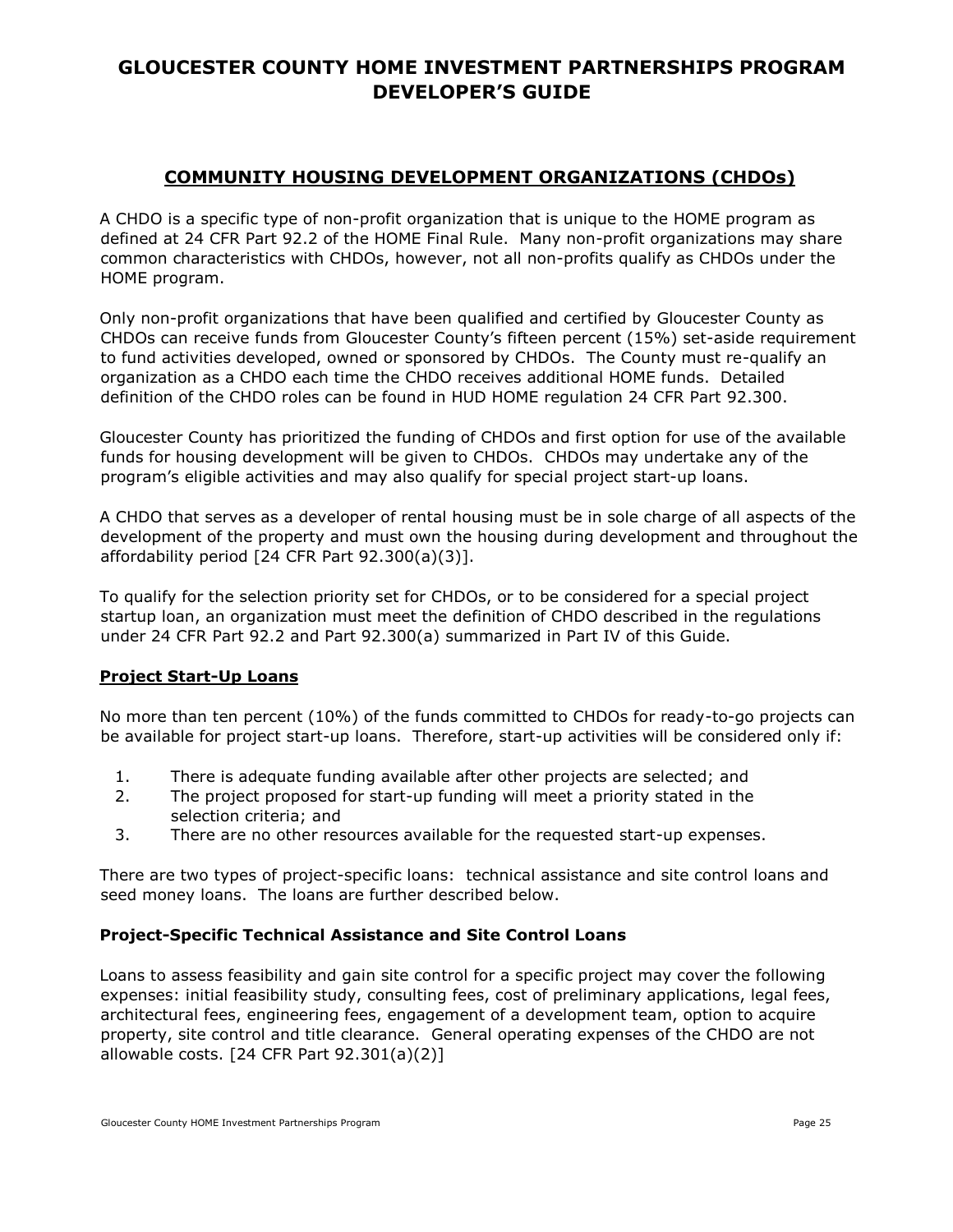# GLOUCESTER COUNTY HOME INVESTMENT PARTNERSHIPS PROGRAM DEVELOPER'S GUIDE

## COMMUNITY HOUSING DEVELOPMENT ORGANIZATIONS (CHDOs)

A CHDO is a specific type of non-profit organization that is unique to the HOME program as defined at 24 CFR Part 92.2 of the HOME Final Rule. Many non-profit organizations may share common characteristics with CHDOs, however, not all non-profits qualify as CHDOs under the HOME program.

Only non-profit organizations that have been qualified and certified by Gloucester County as CHDOs can receive funds from Gloucester County's fifteen percent (15%) set-aside requirement to fund activities developed, owned or sponsored by CHDOs. The County must re-qualify an organization as a CHDO each time the CHDO receives additional HOME funds. Detailed definition of the CHDO roles can be found in HUD HOME regulation 24 CFR Part 92.300.

Gloucester County has prioritized the funding of CHDOs and first option for use of the available funds for housing development will be given to CHDOs. CHDOs may undertake any of the program's eligible activities and may also qualify for special project start-up loans.

A CHDO that serves as a developer of rental housing must be in sole charge of all aspects of the development of the property and must own the housing during development and throughout the affordability period [24 CFR Part 92.300(a)(3)].

To qualify for the selection priority set for CHDOs, or to be considered for a special project startup loan, an organization must meet the definition of CHDO described in the regulations under 24 CFR Part 92.2 and Part 92.300(a) summarized in Part IV of this Guide.

### Project Start-Up Loans

No more than ten percent (10%) of the funds committed to CHDOs for ready-to-go projects can be available for project start-up loans. Therefore, start-up activities will be considered only if:

1. There is adequate funding available after other projects are selected; and
2. The project proposed for start-up funding will meet a priority stated in the selection criteria; and
3. There are no other resources available for the requested start-up expenses.

There are two types of project-specific loans: technical assistance and site control loans and seed money loans. The loans are further described below.

### Project-Specific Technical Assistance and Site Control Loans

Loans to assess feasibility and gain site control for a specific project may cover the following expenses: initial feasibility study, consulting fees, cost of preliminary applications, legal fees, architectural fees, engineering fees, engagement of a development team, option to acquire property, site control and title clearance. General operating expenses of the CHDO are not allowable costs. [24 CFR Part 92.301(a)(2)]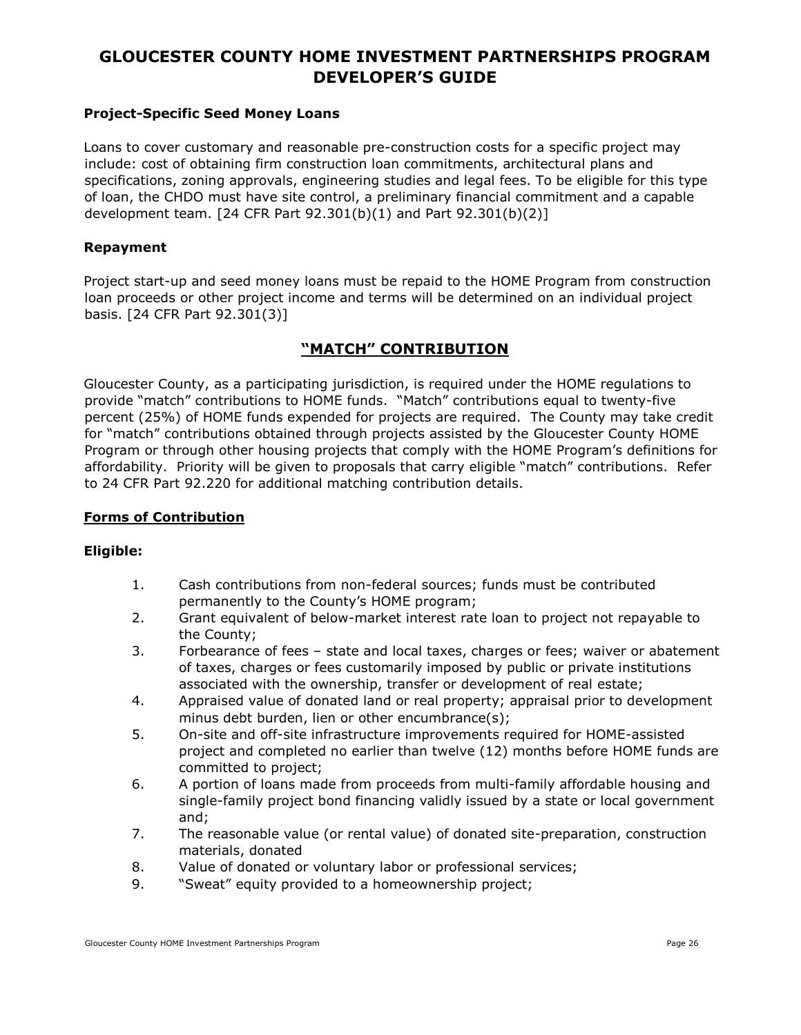# GLOUCESTER COUNTY HOME INVESTMENT PARTNERSHIPS PROGRAM DEVELOPER'S GUIDE

### Project-Specific Seed Money Loans

Loans to cover customary and reasonable pre-construction costs for a specific project may include: cost of obtaining firm construction loan commitments, architectural plans and specifications, zoning approvals, engineering studies and legal fees. To be eligible for this type of loan, the CHDO must have site control, a preliminary financial commitment and a capable development team. [24 CFR Part 92.301(b)(1) and Part 92.301(b)(2)]

### Repayment

Project start-up and seed money loans must be repaid to the HOME Program from construction loan proceeds or other project income and terms will be determined on an individual project basis. [24 CFR Part 92.301(3)]

## "MATCH" CONTRIBUTION

Gloucester County, as a participating jurisdiction, is required under the HOME regulations to provide "match" contributions to HOME funds. "Match" contributions equal to twenty-five percent (25%) of HOME funds expended for projects are required. The County may take credit for "match" contributions obtained through projects assisted by the Gloucester County HOME Program or through other housing projects that comply with the HOME Program's definitions for affordability. Priority will be given to proposals that carry eligible "match" contributions. Refer to 24 CFR Part 92.220 for additional matching contribution details.

### Forms of Contribution

**Eligible:**

1. Cash contributions from non-federal sources; funds must be contributed permanently to the County's HOME program;
2. Grant equivalent of below-market interest rate loan to project not repayable to the County;
3. Forbearance of fees – state and local taxes, charges or fees; waiver or abatement of taxes, charges or fees customarily imposed by public or private institutions associated with the ownership, transfer or development of real estate;
4. Appraised value of donated land or real property; appraisal prior to development minus debt burden, lien or other encumbrance(s);
5. On-site and off-site infrastructure improvements required for HOME-assisted project and completed no earlier than twelve (12) months before HOME funds are committed to project;
6. A portion of loans made from proceeds from multi-family affordable housing and single-family project bond financing validly issued by a state or local government and;
7. The reasonable value (or rental value) of donated site-preparation, construction materials, donated
8. Value of donated or voluntary labor or professional services;
9. "Sweat" equity provided to a homeownership project;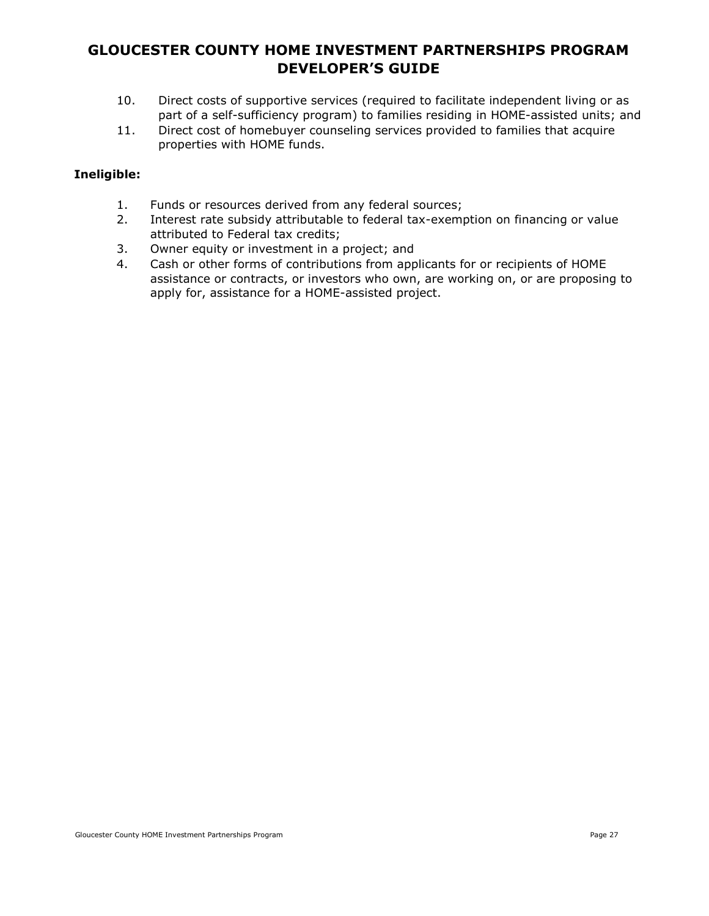10. Direct costs of supportive services (required to facilitate independent living or as part of a self-sufficiency program) to families residing in HOME-assisted units; and
11. Direct cost of homebuyer counseling services provided to families that acquire properties with HOME funds.

**Ineligible:**

1. Funds or resources derived from any federal sources;
2. Interest rate subsidy attributable to federal tax-exemption on financing or value attributed to Federal tax credits;
3. Owner equity or investment in a project; and
4. Cash or other forms of contributions from applicants for or recipients of HOME assistance or contracts, or investors who own, are working on, or are proposing to apply for, assistance for a HOME-assisted project.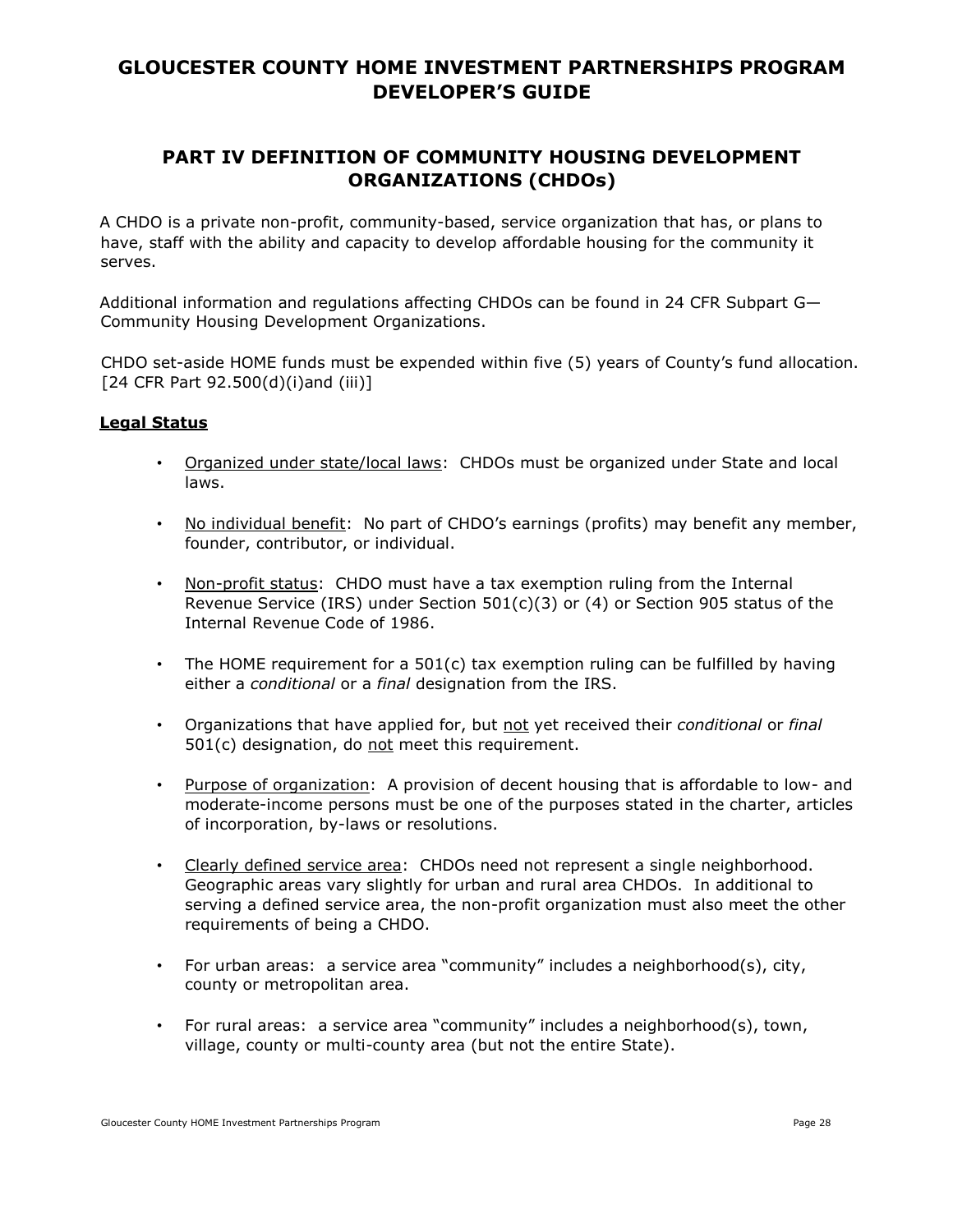# GLOUCESTER COUNTY HOME INVESTMENT PARTNERSHIPS PROGRAM DEVELOPER'S GUIDE

## PART IV DEFINITION OF COMMUNITY HOUSING DEVELOPMENT ORGANIZATIONS (CHDOs)

A CHDO is a private non-profit, community-based, service organization that has, or plans to have, staff with the ability and capacity to develop affordable housing for the community it serves.

Additional information and regulations affecting CHDOs can be found in 24 CFR Subpart G—Community Housing Development Organizations.

CHDO set-aside HOME funds must be expended within five (5) years of County's fund allocation. [24 CFR Part 92.500(d)(i)and (iii)]

### Legal Status

- Organized under state/local laws: CHDOs must be organized under State and local laws.
- No individual benefit: No part of CHDO's earnings (profits) may benefit any member, founder, contributor, or individual.
- Non-profit status: CHDO must have a tax exemption ruling from the Internal Revenue Service (IRS) under Section 501(c)(3) or (4) or Section 905 status of the Internal Revenue Code of 1986.
- The HOME requirement for a 501(c) tax exemption ruling can be fulfilled by having either a *conditional* or a *final* designation from the IRS.
- Organizations that have applied for, but not yet received their *conditional* or *final* 501(c) designation, do not meet this requirement.
- Purpose of organization: A provision of decent housing that is affordable to low- and moderate-income persons must be one of the purposes stated in the charter, articles of incorporation, by-laws or resolutions.
- Clearly defined service area: CHDOs need not represent a single neighborhood. Geographic areas vary slightly for urban and rural area CHDOs. In additional to serving a defined service area, the non-profit organization must also meet the other requirements of being a CHDO.
- For urban areas: a service area "community" includes a neighborhood(s), city, county or metropolitan area.
- For rural areas: a service area "community" includes a neighborhood(s), town, village, county or multi-county area (but not the entire State).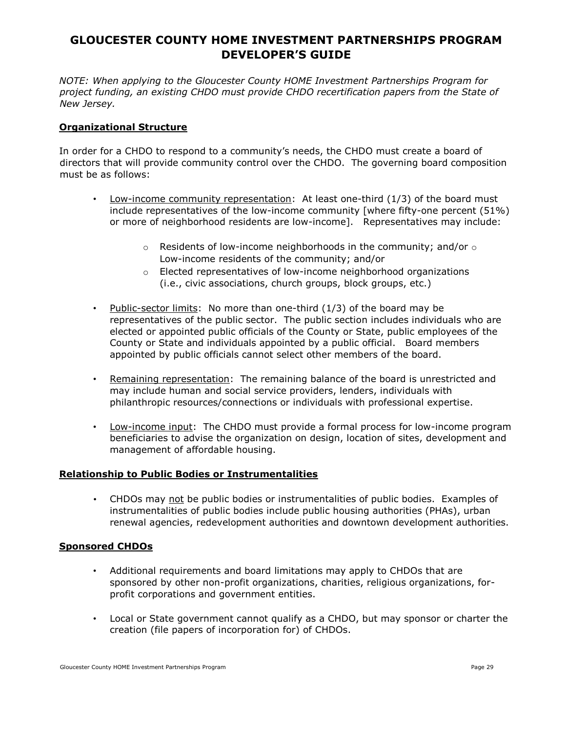# GLOUCESTER COUNTY HOME INVESTMENT PARTNERSHIPS PROGRAM DEVELOPER'S GUIDE

*NOTE: When applying to the Gloucester County HOME Investment Partnerships Program for project funding, an existing CHDO must provide CHDO recertification papers from the State of New Jersey.*

## Organizational Structure

In order for a CHDO to respond to a community's needs, the CHDO must create a board of directors that will provide community control over the CHDO. The governing board composition must be as follows:

- Low-income community representation: At least one-third (1/3) of the board must include representatives of the low-income community [where fifty-one percent (51%) or more of neighborhood residents are low-income]. Representatives may include:
  - Residents of low-income neighborhoods in the community; and/or
  - Low-income residents of the community; and/or
  - Elected representatives of low-income neighborhood organizations (i.e., civic associations, church groups, block groups, etc.)
- Public-sector limits: No more than one-third (1/3) of the board may be representatives of the public sector. The public section includes individuals who are elected or appointed public officials of the County or State, public employees of the County or State and individuals appointed by a public official. Board members appointed by public officials cannot select other members of the board.
- Remaining representation: The remaining balance of the board is unrestricted and may include human and social service providers, lenders, individuals with philanthropic resources/connections or individuals with professional expertise.
- Low-income input: The CHDO must provide a formal process for low-income program beneficiaries to advise the organization on design, location of sites, development and management of affordable housing.

## Relationship to Public Bodies or Instrumentalities

- CHDOs may not be public bodies or instrumentalities of public bodies. Examples of instrumentalities of public bodies include public housing authorities (PHAs), urban renewal agencies, redevelopment authorities and downtown development authorities.

## Sponsored CHDOs

- Additional requirements and board limitations may apply to CHDOs that are sponsored by other non-profit organizations, charities, religious organizations, for-profit corporations and government entities.
- Local or State government cannot qualify as a CHDO, but may sponsor or charter the creation (file papers of incorporation for) of CHDOs.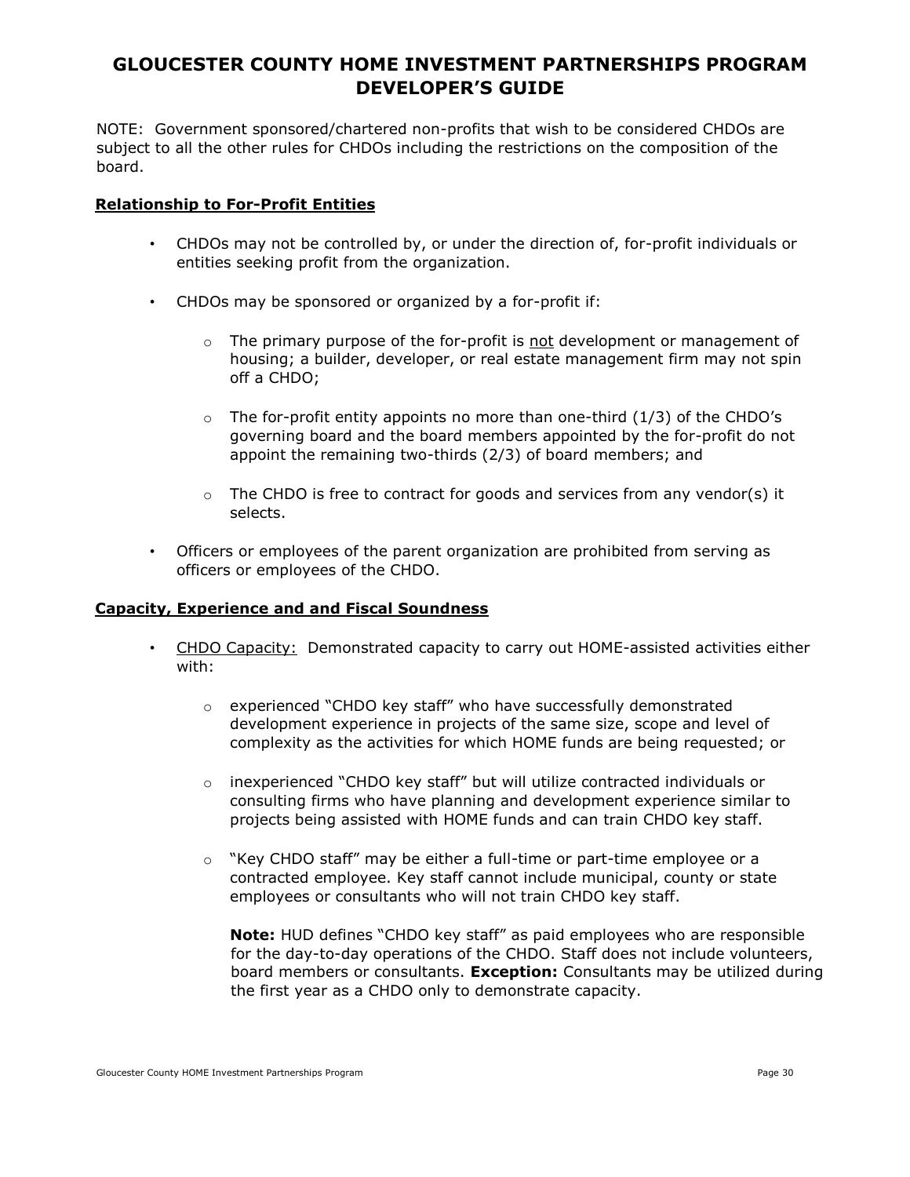# GLOUCESTER COUNTY HOME INVESTMENT PARTNERSHIPS PROGRAM DEVELOPER'S GUIDE

NOTE: Government sponsored/chartered non-profits that wish to be considered CHDOs are subject to all the other rules for CHDOs including the restrictions on the composition of the board.

## Relationship to For-Profit Entities

- CHDOs may not be controlled by, or under the direction of, for-profit individuals or entities seeking profit from the organization.
- CHDOs may be sponsored or organized by a for-profit if:
  - The primary purpose of the for-profit is not development or management of housing; a builder, developer, or real estate management firm may not spin off a CHDO;
  - The for-profit entity appoints no more than one-third (1/3) of the CHDO's governing board and the board members appointed by the for-profit do not appoint the remaining two-thirds (2/3) of board members; and
  - The CHDO is free to contract for goods and services from any vendor(s) it selects.
- Officers or employees of the parent organization are prohibited from serving as officers or employees of the CHDO.

## Capacity, Experience and and Fiscal Soundness

- CHDO Capacity: Demonstrated capacity to carry out HOME-assisted activities either with:
  - experienced "CHDO key staff" who have successfully demonstrated development experience in projects of the same size, scope and level of complexity as the activities for which HOME funds are being requested; or
  - inexperienced "CHDO key staff" but will utilize contracted individuals or consulting firms who have planning and development experience similar to projects being assisted with HOME funds and can train CHDO key staff.
  - "Key CHDO staff" may be either a full-time or part-time employee or a contracted employee. Key staff cannot include municipal, county or state employees or consultants who will not train CHDO key staff.

    **Note:** HUD defines "CHDO key staff" as paid employees who are responsible for the day-to-day operations of the CHDO. Staff does not include volunteers, board members or consultants. **Exception:** Consultants may be utilized during the first year as a CHDO only to demonstrate capacity.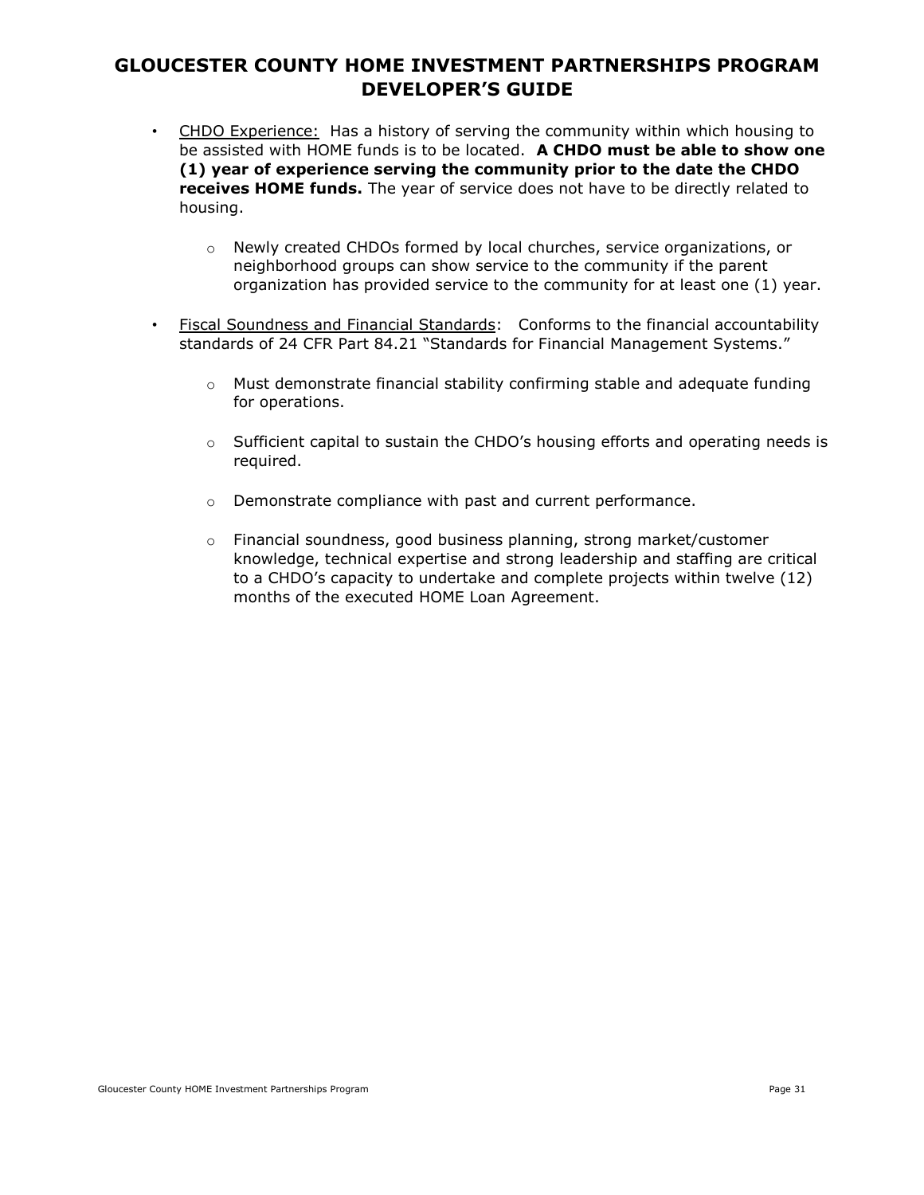- CHDO Experience: Has a history of serving the community within which housing to be assisted with HOME funds is to be located. **A CHDO must be able to show one (1) year of experience serving the community prior to the date the CHDO receives HOME funds.** The year of service does not have to be directly related to housing.

  - Newly created CHDOs formed by local churches, service organizations, or neighborhood groups can show service to the community if the parent organization has provided service to the community for at least one (1) year.

- Fiscal Soundness and Financial Standards: Conforms to the financial accountability standards of 24 CFR Part 84.21 "Standards for Financial Management Systems."

  - Must demonstrate financial stability confirming stable and adequate funding for operations.

  - Sufficient capital to sustain the CHDO's housing efforts and operating needs is required.

  - Demonstrate compliance with past and current performance.

  - Financial soundness, good business planning, strong market/customer knowledge, technical expertise and strong leadership and staffing are critical to a CHDO's capacity to undertake and complete projects within twelve (12) months of the executed HOME Loan Agreement.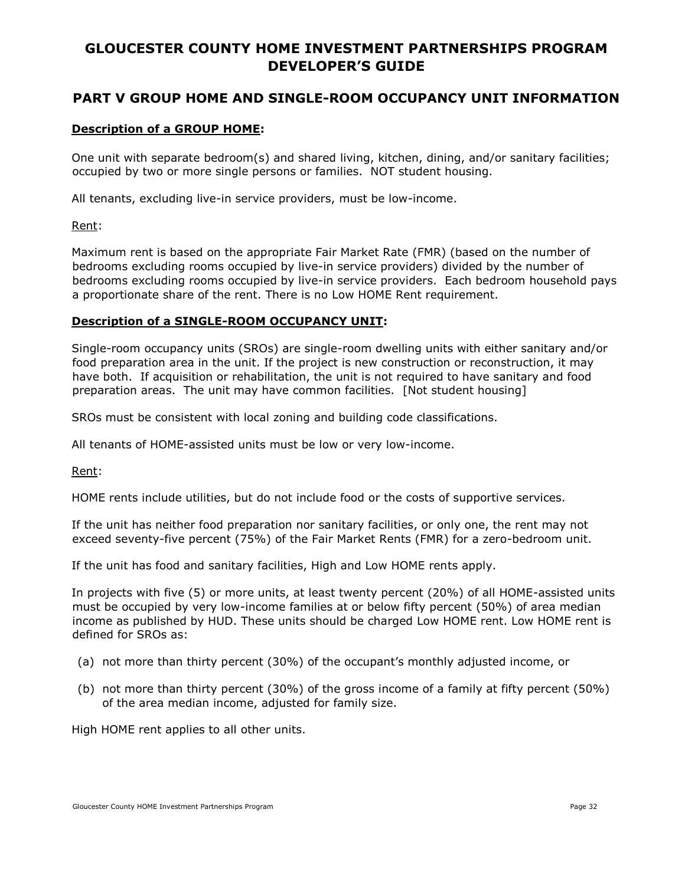# GLOUCESTER COUNTY HOME INVESTMENT PARTNERSHIPS PROGRAM DEVELOPER'S GUIDE

## PART V GROUP HOME AND SINGLE-ROOM OCCUPANCY UNIT INFORMATION

**Description of a GROUP HOME:**

One unit with separate bedroom(s) and shared living, kitchen, dining, and/or sanitary facilities; occupied by two or more single persons or families. NOT student housing.

All tenants, excluding live-in service providers, must be low-income.

Rent:

Maximum rent is based on the appropriate Fair Market Rate (FMR) (based on the number of bedrooms excluding rooms occupied by live-in service providers) divided by the number of bedrooms excluding rooms occupied by live-in service providers. Each bedroom household pays a proportionate share of the rent. There is no Low HOME Rent requirement.

**Description of a SINGLE-ROOM OCCUPANCY UNIT:**

Single-room occupancy units (SROs) are single-room dwelling units with either sanitary and/or food preparation area in the unit. If the project is new construction or reconstruction, it may have both. If acquisition or rehabilitation, the unit is not required to have sanitary and food preparation areas. The unit may have common facilities. [Not student housing]

SROs must be consistent with local zoning and building code classifications.

All tenants of HOME-assisted units must be low or very low-income.

Rent:

HOME rents include utilities, but do not include food or the costs of supportive services.

If the unit has neither food preparation nor sanitary facilities, or only one, the rent may not exceed seventy-five percent (75%) of the Fair Market Rents (FMR) for a zero-bedroom unit.

If the unit has food and sanitary facilities, High and Low HOME rents apply.

In projects with five (5) or more units, at least twenty percent (20%) of all HOME-assisted units must be occupied by very low-income families at or below fifty percent (50%) of area median income as published by HUD. These units should be charged Low HOME rent. Low HOME rent is defined for SROs as:

(a) not more than thirty percent (30%) of the occupant's monthly adjusted income, or

(b) not more than thirty percent (30%) of the gross income of a family at fifty percent (50%) of the area median income, adjusted for family size.

High HOME rent applies to all other units.